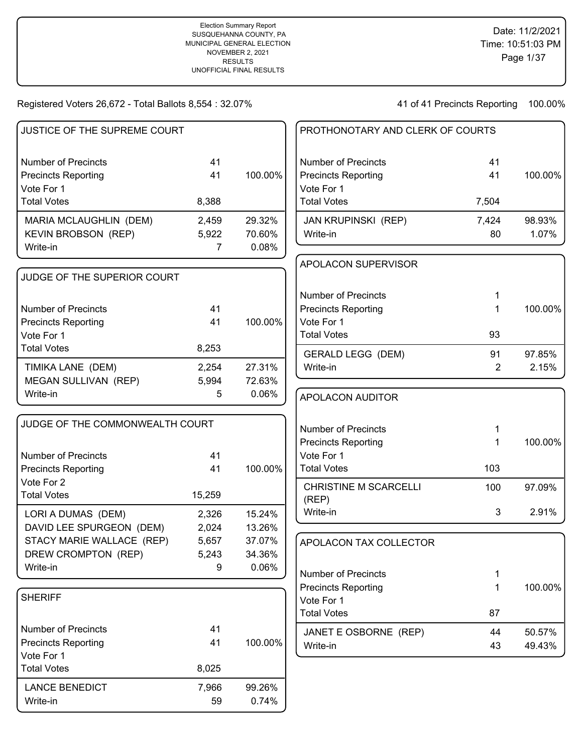Election Summary Report
SUSQUEHANNA COUNTY, PA
MUNICIPAL GENERAL ELECTION
NOVEMBER 2, 2021
RESULTS
UNOFFICIAL FINAL RESULTS

Date: 11/2/2021
Time: 10:51:03 PM

Registered Voters 26,672 - Total Ballots 8,554 : 32.07%

41 of 41 Precincts Reporting 100.00%

## JUSTICE OF THE SUPREME COURT

| | | |
|---|---|---|
| Number of Precincts | 41 | |
| Precincts Reporting | 41 | 100.00% |
| Vote For 1 | | |
| Total Votes | 8,388 | |
| MARIA MCLAUGHLIN (DEM) | 2,459 | 29.32% |
| KEVIN BROBSON (REP) | 5,922 | 70.60% |
| Write-in | 7 | 0.08% |

## JUDGE OF THE SUPERIOR COURT

| | | |
|---|---|---|
| Number of Precincts | 41 | |
| Precincts Reporting | 41 | 100.00% |
| Vote For 1 | | |
| Total Votes | 8,253 | |
| TIMIKA LANE (DEM) | 2,254 | 27.31% |
| MEGAN SULLIVAN (REP) | 5,994 | 72.63% |
| Write-in | 5 | 0.06% |

## JUDGE OF THE COMMONWEALTH COURT

| | | |
|---|---|---|
| Number of Precincts | 41 | |
| Precincts Reporting | 41 | 100.00% |
| Vote For 2 | | |
| Total Votes | 15,259 | |
| LORI A DUMAS (DEM) | 2,326 | 15.24% |
| DAVID LEE SPURGEON (DEM) | 2,024 | 13.26% |
| STACY MARIE WALLACE (REP) | 5,657 | 37.07% |
| DREW CROMPTON (REP) | 5,243 | 34.36% |
| Write-in | 9 | 0.06% |

## SHERIFF

| | | |
|---|---|---|
| Number of Precincts | 41 | |
| Precincts Reporting | 41 | 100.00% |
| Vote For 1 | | |
| Total Votes | 8,025 | |
| LANCE BENEDICT | 7,966 | 99.26% |
| Write-in | 59 | 0.74% |

## PROTHONOTARY AND CLERK OF COURTS

| | | |
|---|---|---|
| Number of Precincts | 41 | |
| Precincts Reporting | 41 | 100.00% |
| Vote For 1 | | |
| Total Votes | 7,504 | |
| JAN KRUPINSKI (REP) | 7,424 | 98.93% |
| Write-in | 80 | 1.07% |

## APOLACON SUPERVISOR

| | | |
|---|---|---|
| Number of Precincts | 1 | |
| Precincts Reporting | 1 | 100.00% |
| Vote For 1 | | |
| Total Votes | 93 | |
| GERALD LEGG (DEM) | 91 | 97.85% |
| Write-in | 2 | 2.15% |

## APOLACON AUDITOR

| | | |
|---|---|---|
| Number of Precincts | 1 | |
| Precincts Reporting | 1 | 100.00% |
| Vote For 1 | | |
| Total Votes | 103 | |
| CHRISTINE M SCARCELLI (REP) | 100 | 97.09% |
| Write-in | 3 | 2.91% |

## APOLACON TAX COLLECTOR

| | | |
|---|---|---|
| Number of Precincts | 1 | |
| Precincts Reporting | 1 | 100.00% |
| Vote For 1 | | |
| Total Votes | 87 | |
| JANET E OSBORNE (REP) | 44 | 50.57% |
| Write-in | 43 | 49.43% |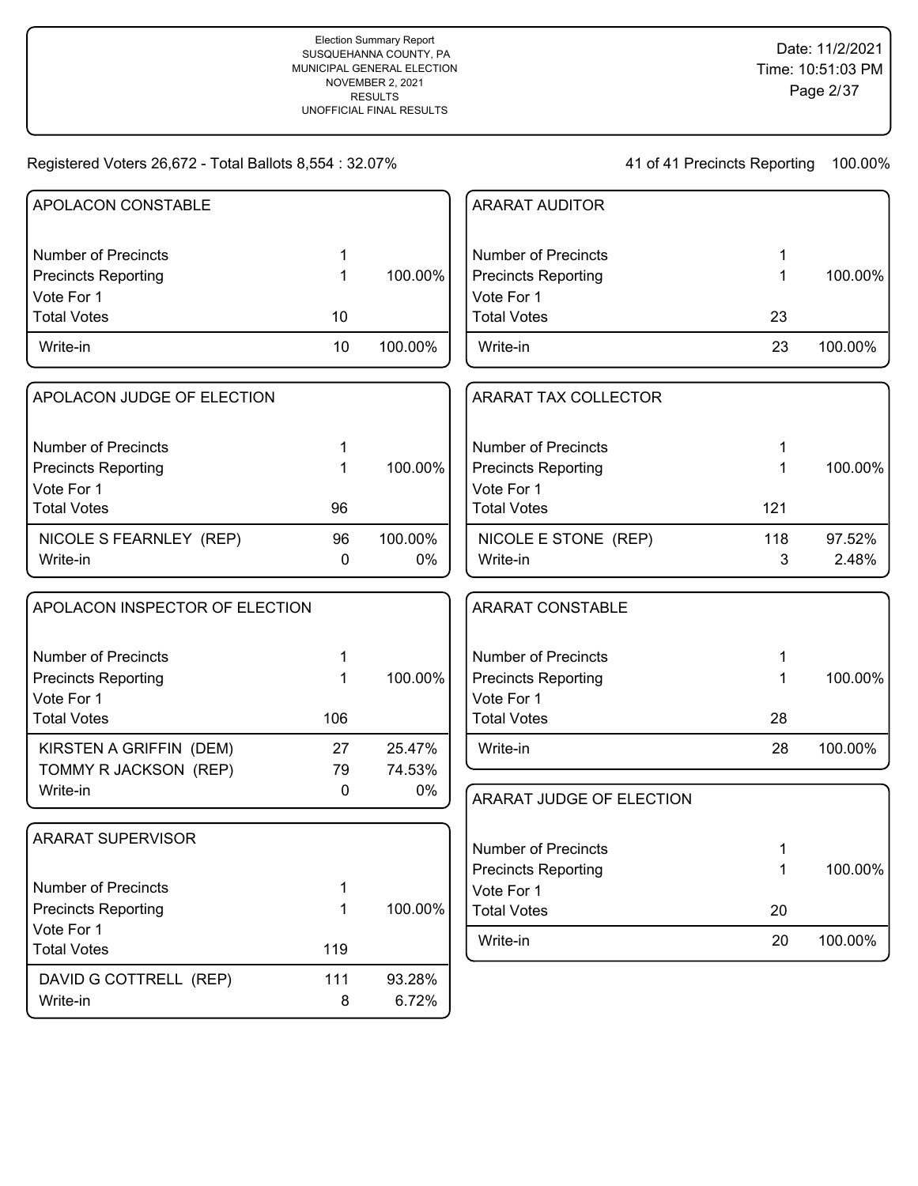Election Summary Report
SUSQUEHANNA COUNTY, PA
MUNICIPAL GENERAL ELECTION
NOVEMBER 2, 2021
RESULTS
UNOFFICIAL FINAL RESULTS

Date: 11/2/2021
Time: 10:51:03 PM

Registered Voters 26,672 - Total Ballots 8,554 : 32.07%

41 of 41 Precincts Reporting 100.00%

## APOLACON CONSTABLE

| | | |
|---|---|---|
| Number of Precincts | 1 | |
| Precincts Reporting | 1 | 100.00% |
| Vote For 1 | | |
| Total Votes | 10 | |
| Write-in | 10 | 100.00% |

## APOLACON JUDGE OF ELECTION

| | | |
|---|---|---|
| Number of Precincts | 1 | |
| Precincts Reporting | 1 | 100.00% |
| Vote For 1 | | |
| Total Votes | 96 | |
| NICOLE S FEARNLEY (REP) | 96 | 100.00% |
| Write-in | 0 | 0% |

## APOLACON INSPECTOR OF ELECTION

| | | |
|---|---|---|
| Number of Precincts | 1 | |
| Precincts Reporting | 1 | 100.00% |
| Vote For 1 | | |
| Total Votes | 106 | |
| KIRSTEN A GRIFFIN (DEM) | 27 | 25.47% |
| TOMMY R JACKSON (REP) | 79 | 74.53% |
| Write-in | 0 | 0% |

## ARARAT SUPERVISOR

| | | |
|---|---|---|
| Number of Precincts | 1 | |
| Precincts Reporting | 1 | 100.00% |
| Vote For 1 | | |
| Total Votes | 119 | |
| DAVID G COTTRELL (REP) | 111 | 93.28% |
| Write-in | 8 | 6.72% |

## ARARAT AUDITOR

| | | |
|---|---|---|
| Number of Precincts | 1 | |
| Precincts Reporting | 1 | 100.00% |
| Vote For 1 | | |
| Total Votes | 23 | |
| Write-in | 23 | 100.00% |

## ARARAT TAX COLLECTOR

| | | |
|---|---|---|
| Number of Precincts | 1 | |
| Precincts Reporting | 1 | 100.00% |
| Vote For 1 | | |
| Total Votes | 121 | |
| NICOLE E STONE (REP) | 118 | 97.52% |
| Write-in | 3 | 2.48% |

## ARARAT CONSTABLE

| | | |
|---|---|---|
| Number of Precincts | 1 | |
| Precincts Reporting | 1 | 100.00% |
| Vote For 1 | | |
| Total Votes | 28 | |
| Write-in | 28 | 100.00% |

## ARARAT JUDGE OF ELECTION

| | | |
|---|---|---|
| Number of Precincts | 1 | |
| Precincts Reporting | 1 | 100.00% |
| Vote For 1 | | |
| Total Votes | 20 | |
| Write-in | 20 | 100.00% |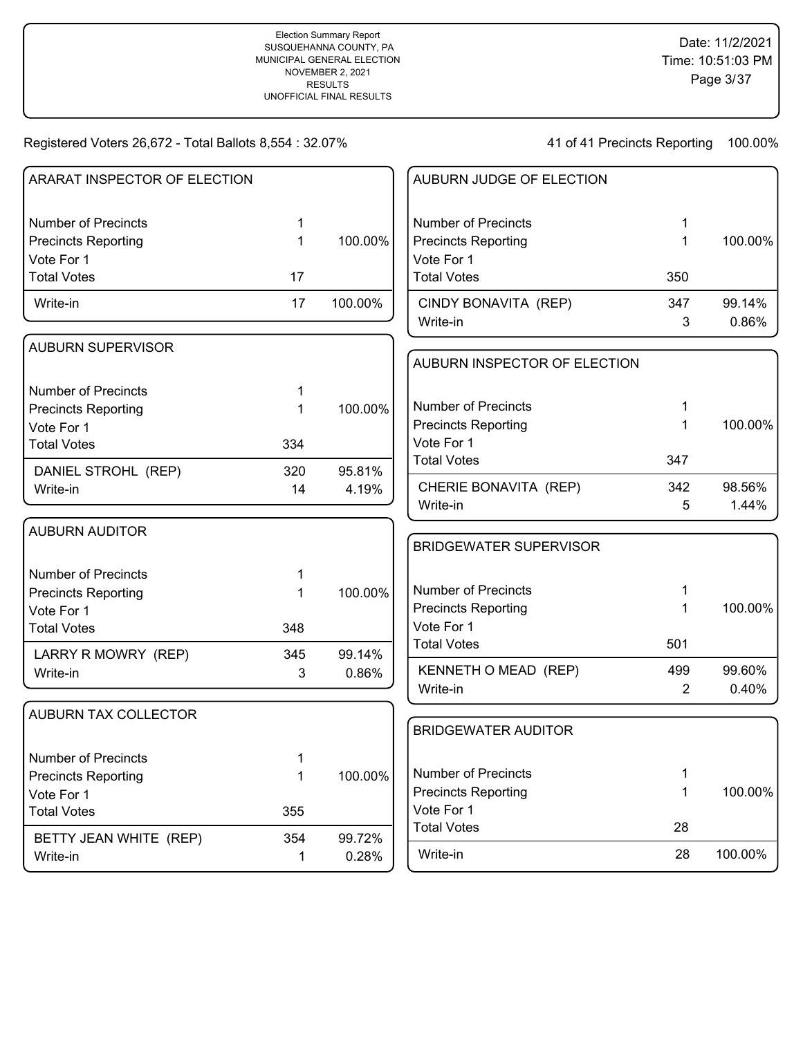Election Summary Report
SUSQUEHANNA COUNTY, PA
MUNICIPAL GENERAL ELECTION
NOVEMBER 2, 2021
RESULTS
UNOFFICIAL FINAL RESULTS

Date: 11/2/2021
Time: 10:51:03 PM

Registered Voters 26,672 - Total Ballots 8,554 : 32.07%

41 of 41 Precincts Reporting 100.00%

## ARARAT INSPECTOR OF ELECTION

| | | |
|---|---|---|
| Number of Precincts | 1 | |
| Precincts Reporting | 1 | 100.00% |
| Vote For 1 | | |
| Total Votes | 17 | |
| Write-in | 17 | 100.00% |

## AUBURN SUPERVISOR

| | | |
|---|---|---|
| Number of Precincts | 1 | |
| Precincts Reporting | 1 | 100.00% |
| Vote For 1 | | |
| Total Votes | 334 | |
| DANIEL STROHL (REP) | 320 | 95.81% |
| Write-in | 14 | 4.19% |

## AUBURN AUDITOR

| | | |
|---|---|---|
| Number of Precincts | 1 | |
| Precincts Reporting | 1 | 100.00% |
| Vote For 1 | | |
| Total Votes | 348 | |
| LARRY R MOWRY (REP) | 345 | 99.14% |
| Write-in | 3 | 0.86% |

## AUBURN TAX COLLECTOR

| | | |
|---|---|---|
| Number of Precincts | 1 | |
| Precincts Reporting | 1 | 100.00% |
| Vote For 1 | | |
| Total Votes | 355 | |
| BETTY JEAN WHITE (REP) | 354 | 99.72% |
| Write-in | 1 | 0.28% |

## AUBURN JUDGE OF ELECTION

| | | |
|---|---|---|
| Number of Precincts | 1 | |
| Precincts Reporting | 1 | 100.00% |
| Vote For 1 | | |
| Total Votes | 350 | |
| CINDY BONAVITA (REP) | 347 | 99.14% |
| Write-in | 3 | 0.86% |

## AUBURN INSPECTOR OF ELECTION

| | | |
|---|---|---|
| Number of Precincts | 1 | |
| Precincts Reporting | 1 | 100.00% |
| Vote For 1 | | |
| Total Votes | 347 | |
| CHERIE BONAVITA (REP) | 342 | 98.56% |
| Write-in | 5 | 1.44% |

## BRIDGEWATER SUPERVISOR

| | | |
|---|---|---|
| Number of Precincts | 1 | |
| Precincts Reporting | 1 | 100.00% |
| Vote For 1 | | |
| Total Votes | 501 | |
| KENNETH O MEAD (REP) | 499 | 99.60% |
| Write-in | 2 | 0.40% |

## BRIDGEWATER AUDITOR

| | | |
|---|---|---|
| Number of Precincts | 1 | |
| Precincts Reporting | 1 | 100.00% |
| Vote For 1 | | |
| Total Votes | 28 | |
| Write-in | 28 | 100.00% |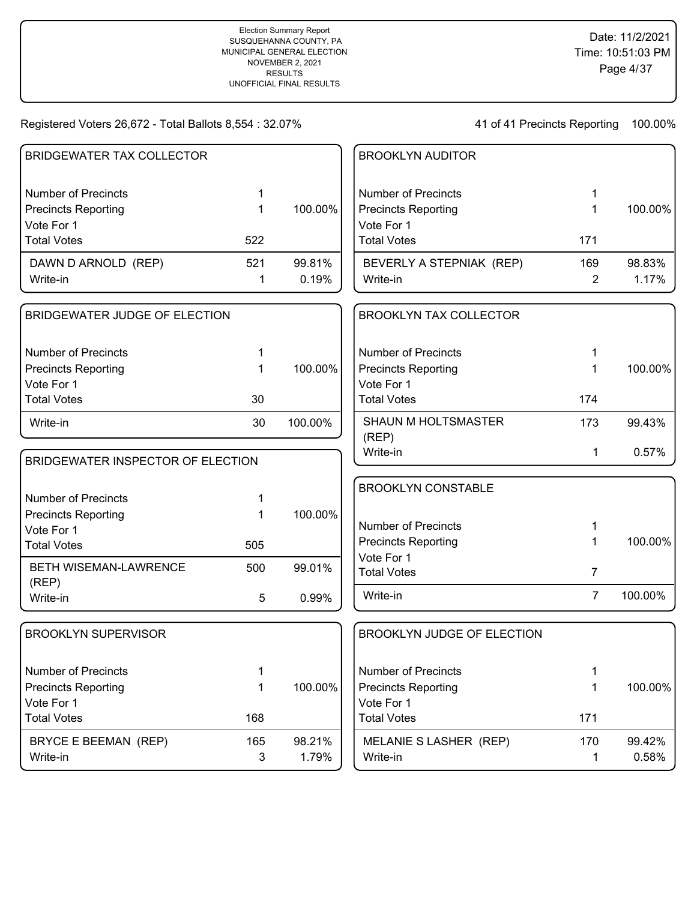Election Summary Report
SUSQUEHANNA COUNTY, PA
MUNICIPAL GENERAL ELECTION
NOVEMBER 2, 2021
RESULTS
UNOFFICIAL FINAL RESULTS

Date: 11/2/2021
Time: 10:51:03 PM

Registered Voters 26,672 - Total Ballots 8,554 : 32.07%

41 of 41 Precincts Reporting 100.00%

## BRIDGEWATER TAX COLLECTOR

| | | |
|---|---|---|
| Number of Precincts | 1 | |
| Precincts Reporting | 1 | 100.00% |
| Vote For 1 | | |
| Total Votes | 522 | |
| DAWN D ARNOLD (REP) | 521 | 99.81% |
| Write-in | 1 | 0.19% |

## BRIDGEWATER JUDGE OF ELECTION

| | | |
|---|---|---|
| Number of Precincts | 1 | |
| Precincts Reporting | 1 | 100.00% |
| Vote For 1 | | |
| Total Votes | 30 | |
| Write-in | 30 | 100.00% |

## BRIDGEWATER INSPECTOR OF ELECTION

| | | |
|---|---|---|
| Number of Precincts | 1 | |
| Precincts Reporting | 1 | 100.00% |
| Vote For 1 | | |
| Total Votes | 505 | |
| BETH WISEMAN-LAWRENCE (REP) | 500 | 99.01% |
| Write-in | 5 | 0.99% |

## BROOKLYN SUPERVISOR

| | | |
|---|---|---|
| Number of Precincts | 1 | |
| Precincts Reporting | 1 | 100.00% |
| Vote For 1 | | |
| Total Votes | 168 | |
| BRYCE E BEEMAN (REP) | 165 | 98.21% |
| Write-in | 3 | 1.79% |

## BROOKLYN AUDITOR

| | | |
|---|---|---|
| Number of Precincts | 1 | |
| Precincts Reporting | 1 | 100.00% |
| Vote For 1 | | |
| Total Votes | 171 | |
| BEVERLY A STEPNIAK (REP) | 169 | 98.83% |
| Write-in | 2 | 1.17% |

## BROOKLYN TAX COLLECTOR

| | | |
|---|---|---|
| Number of Precincts | 1 | |
| Precincts Reporting | 1 | 100.00% |
| Vote For 1 | | |
| Total Votes | 174 | |
| SHAUN M HOLTSMASTER (REP) | 173 | 99.43% |
| Write-in | 1 | 0.57% |

## BROOKLYN CONSTABLE

| | | |
|---|---|---|
| Number of Precincts | 1 | |
| Precincts Reporting | 1 | 100.00% |
| Vote For 1 | | |
| Total Votes | 7 | |
| Write-in | 7 | 100.00% |

## BROOKLYN JUDGE OF ELECTION

| | | |
|---|---|---|
| Number of Precincts | 1 | |
| Precincts Reporting | 1 | 100.00% |
| Vote For 1 | | |
| Total Votes | 171 | |
| MELANIE S LASHER (REP) | 170 | 99.42% |
| Write-in | 1 | 0.58% |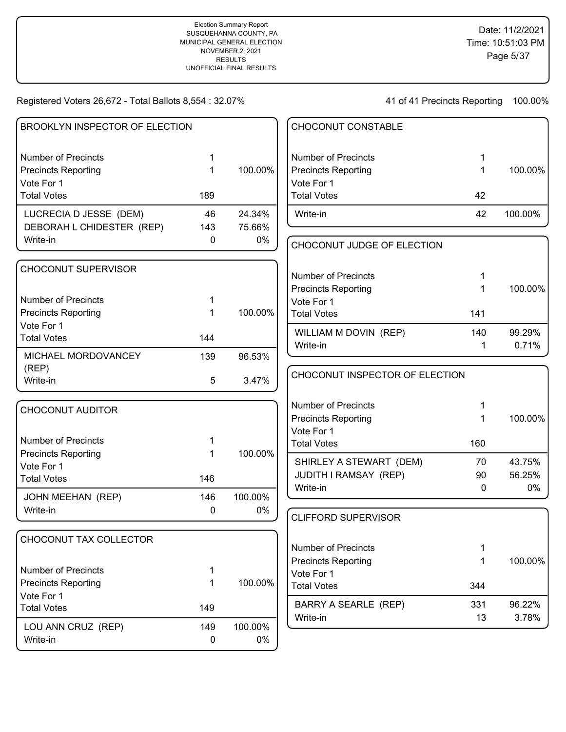Election Summary Report
SUSQUEHANNA COUNTY, PA
MUNICIPAL GENERAL ELECTION
NOVEMBER 2, 2021
RESULTS
UNOFFICIAL FINAL RESULTS

Date: 11/2/2021
Time: 10:51:03 PM

Registered Voters 26,672 - Total Ballots 8,554 : 32.07%

41 of 41 Precincts Reporting 100.00%

## BROOKLYN INSPECTOR OF ELECTION

| | | |
|---|---|---|
| Number of Precincts | 1 | |
| Precincts Reporting | 1 | 100.00% |
| Vote For 1 | | |
| Total Votes | 189 | |
| LUCRECIA D JESSE (DEM) | 46 | 24.34% |
| DEBORAH L CHIDESTER (REP) | 143 | 75.66% |
| Write-in | 0 | 0% |

## CHOCONUT SUPERVISOR

| | | |
|---|---|---|
| Number of Precincts | 1 | |
| Precincts Reporting | 1 | 100.00% |
| Vote For 1 | | |
| Total Votes | 144 | |
| MICHAEL MORDOVANCEY (REP) | 139 | 96.53% |
| Write-in | 5 | 3.47% |

## CHOCONUT AUDITOR

| | | |
|---|---|---|
| Number of Precincts | 1 | |
| Precincts Reporting | 1 | 100.00% |
| Vote For 1 | | |
| Total Votes | 146 | |
| JOHN MEEHAN (REP) | 146 | 100.00% |
| Write-in | 0 | 0% |

## CHOCONUT TAX COLLECTOR

| | | |
|---|---|---|
| Number of Precincts | 1 | |
| Precincts Reporting | 1 | 100.00% |
| Vote For 1 | | |
| Total Votes | 149 | |
| LOU ANN CRUZ (REP) | 149 | 100.00% |
| Write-in | 0 | 0% |

## CHOCONUT CONSTABLE

| | | |
|---|---|---|
| Number of Precincts | 1 | |
| Precincts Reporting | 1 | 100.00% |
| Vote For 1 | | |
| Total Votes | 42 | |
| Write-in | 42 | 100.00% |

## CHOCONUT JUDGE OF ELECTION

| | | |
|---|---|---|
| Number of Precincts | 1 | |
| Precincts Reporting | 1 | 100.00% |
| Vote For 1 | | |
| Total Votes | 141 | |
| WILLIAM M DOVIN (REP) | 140 | 99.29% |
| Write-in | 1 | 0.71% |

## CHOCONUT INSPECTOR OF ELECTION

| | | |
|---|---|---|
| Number of Precincts | 1 | |
| Precincts Reporting | 1 | 100.00% |
| Vote For 1 | | |
| Total Votes | 160 | |
| SHIRLEY A STEWART (DEM) | 70 | 43.75% |
| JUDITH I RAMSAY (REP) | 90 | 56.25% |
| Write-in | 0 | 0% |

## CLIFFORD SUPERVISOR

| | | |
|---|---|---|
| Number of Precincts | 1 | |
| Precincts Reporting | 1 | 100.00% |
| Vote For 1 | | |
| Total Votes | 344 | |
| BARRY A SEARLE (REP) | 331 | 96.22% |
| Write-in | 13 | 3.78% |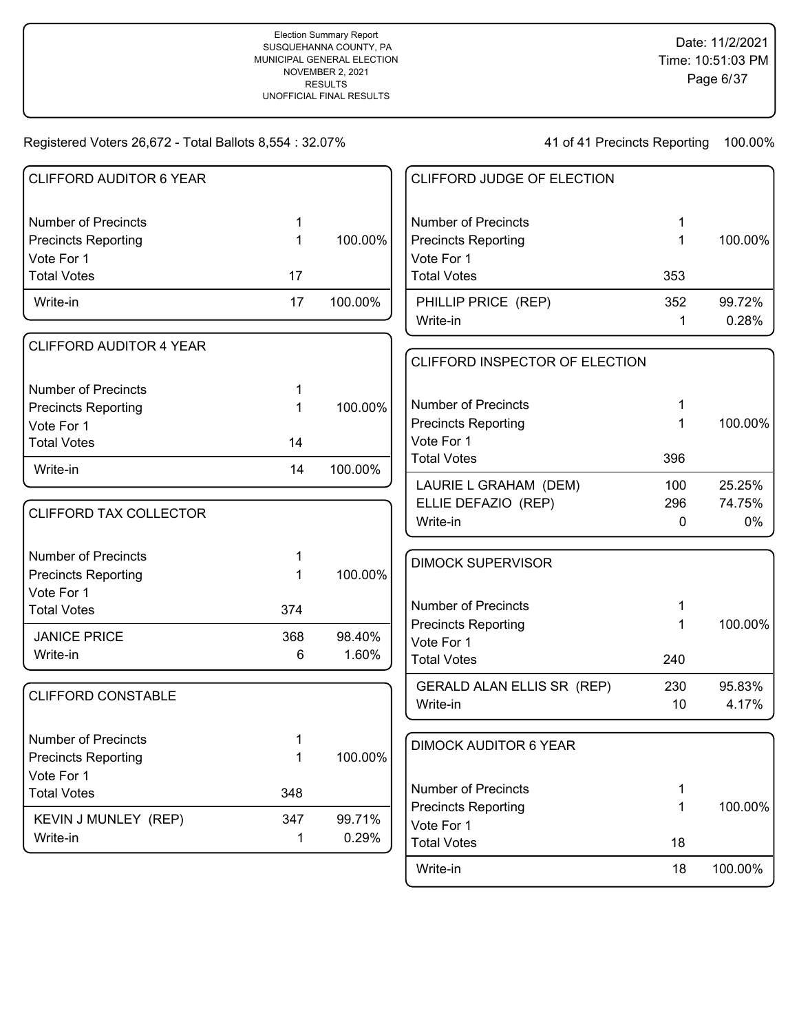Election Summary Report
SUSQUEHANNA COUNTY, PA
MUNICIPAL GENERAL ELECTION
NOVEMBER 2, 2021
RESULTS
UNOFFICIAL FINAL RESULTS

Date: 11/2/2021
Time: 10:51:03 PM

Registered Voters 26,672 - Total Ballots 8,554 : 32.07%

41 of 41 Precincts Reporting 100.00%

## CLIFFORD AUDITOR 6 YEAR

| | | |
|---|---|---|
| Number of Precincts | 1 | |
| Precincts Reporting | 1 | 100.00% |
| Vote For 1 | | |
| Total Votes | 17 | |
| Write-in | 17 | 100.00% |

## CLIFFORD AUDITOR 4 YEAR

| | | |
|---|---|---|
| Number of Precincts | 1 | |
| Precincts Reporting | 1 | 100.00% |
| Vote For 1 | | |
| Total Votes | 14 | |
| Write-in | 14 | 100.00% |

## CLIFFORD TAX COLLECTOR

| | | |
|---|---|---|
| Number of Precincts | 1 | |
| Precincts Reporting | 1 | 100.00% |
| Vote For 1 | | |
| Total Votes | 374 | |
| JANICE PRICE | 368 | 98.40% |
| Write-in | 6 | 1.60% |

## CLIFFORD CONSTABLE

| | | |
|---|---|---|
| Number of Precincts | 1 | |
| Precincts Reporting | 1 | 100.00% |
| Vote For 1 | | |
| Total Votes | 348 | |
| KEVIN J MUNLEY (REP) | 347 | 99.71% |
| Write-in | 1 | 0.29% |

## CLIFFORD JUDGE OF ELECTION

| | | |
|---|---|---|
| Number of Precincts | 1 | |
| Precincts Reporting | 1 | 100.00% |
| Vote For 1 | | |
| Total Votes | 353 | |
| PHILLIP PRICE (REP) | 352 | 99.72% |
| Write-in | 1 | 0.28% |

## CLIFFORD INSPECTOR OF ELECTION

| | | |
|---|---|---|
| Number of Precincts | 1 | |
| Precincts Reporting | 1 | 100.00% |
| Vote For 1 | | |
| Total Votes | 396 | |
| LAURIE L GRAHAM (DEM) | 100 | 25.25% |
| ELLIE DEFAZIO (REP) | 296 | 74.75% |
| Write-in | 0 | 0% |

## DIMOCK SUPERVISOR

| | | |
|---|---|---|
| Number of Precincts | 1 | |
| Precincts Reporting | 1 | 100.00% |
| Vote For 1 | | |
| Total Votes | 240 | |
| GERALD ALAN ELLIS SR (REP) | 230 | 95.83% |
| Write-in | 10 | 4.17% |

## DIMOCK AUDITOR 6 YEAR

| | | |
|---|---|---|
| Number of Precincts | 1 | |
| Precincts Reporting | 1 | 100.00% |
| Vote For 1 | | |
| Total Votes | 18 | |
| Write-in | 18 | 100.00% |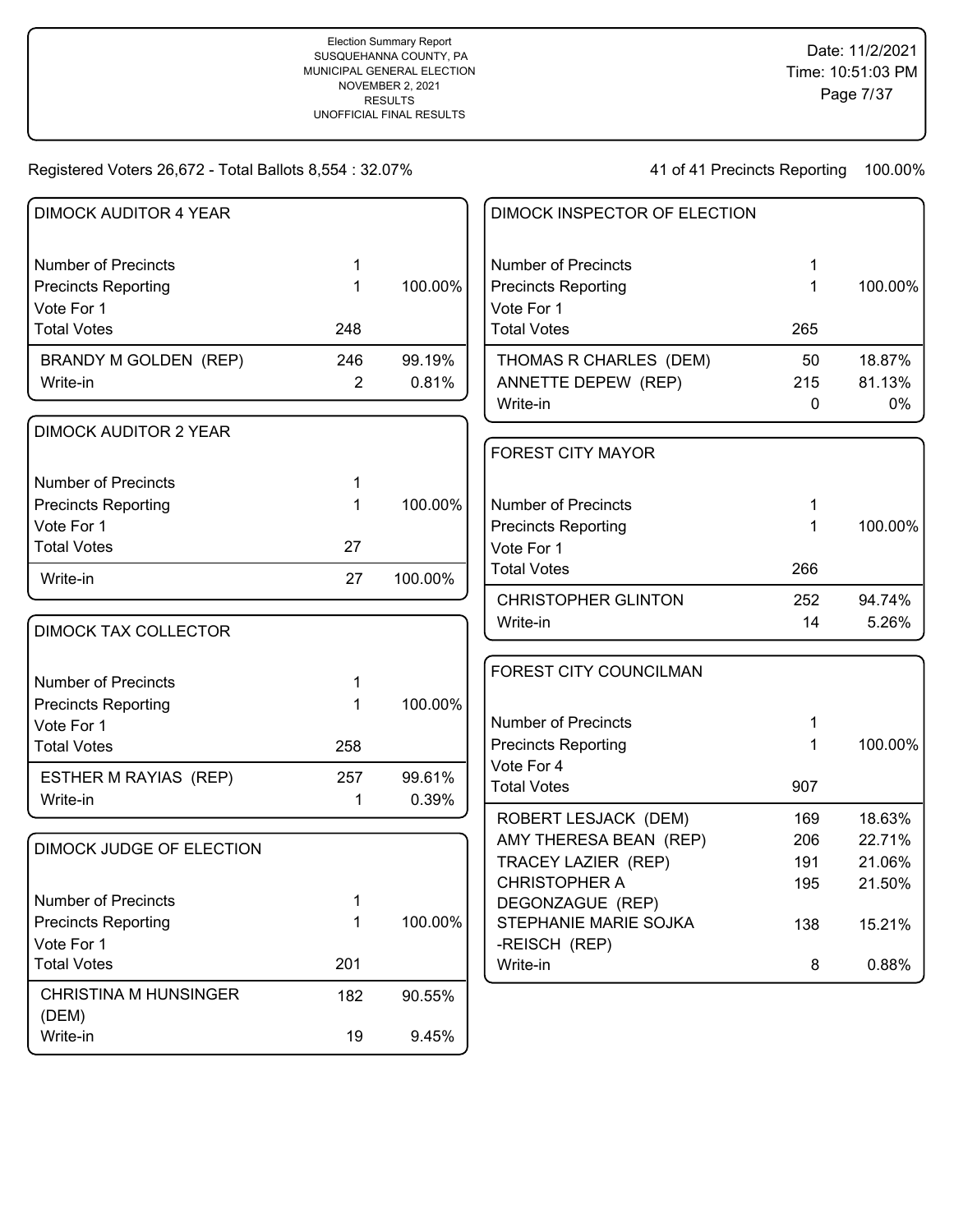Election Summary Report
SUSQUEHANNA COUNTY, PA
MUNICIPAL GENERAL ELECTION
NOVEMBER 2, 2021
RESULTS
UNOFFICIAL FINAL RESULTS

Date: 11/2/2021
Time: 10:51:03 PM

Registered Voters 26,672 - Total Ballots 8,554 : 32.07%

41 of 41 Precincts Reporting 100.00%

## DIMOCK AUDITOR 4 YEAR

| | | |
|---|---|---|
| Number of Precincts | 1 | |
| Precincts Reporting | 1 | 100.00% |
| Vote For 1 | | |
| Total Votes | 248 | |
| BRANDY M GOLDEN (REP) | 246 | 99.19% |
| Write-in | 2 | 0.81% |

## DIMOCK AUDITOR 2 YEAR

| | | |
|---|---|---|
| Number of Precincts | 1 | |
| Precincts Reporting | 1 | 100.00% |
| Vote For 1 | | |
| Total Votes | 27 | |
| Write-in | 27 | 100.00% |

## DIMOCK TAX COLLECTOR

| | | |
|---|---|---|
| Number of Precincts | 1 | |
| Precincts Reporting | 1 | 100.00% |
| Vote For 1 | | |
| Total Votes | 258 | |
| ESTHER M RAYIAS (REP) | 257 | 99.61% |
| Write-in | 1 | 0.39% |

## DIMOCK JUDGE OF ELECTION

| | | |
|---|---|---|
| Number of Precincts | 1 | |
| Precincts Reporting | 1 | 100.00% |
| Vote For 1 | | |
| Total Votes | 201 | |
| CHRISTINA M HUNSINGER (DEM) | 182 | 90.55% |
| Write-in | 19 | 9.45% |

## DIMOCK INSPECTOR OF ELECTION

| | | |
|---|---|---|
| Number of Precincts | 1 | |
| Precincts Reporting | 1 | 100.00% |
| Vote For 1 | | |
| Total Votes | 265 | |
| THOMAS R CHARLES (DEM) | 50 | 18.87% |
| ANNETTE DEPEW (REP) | 215 | 81.13% |
| Write-in | 0 | 0% |

## FOREST CITY MAYOR

| | | |
|---|---|---|
| Number of Precincts | 1 | |
| Precincts Reporting | 1 | 100.00% |
| Vote For 1 | | |
| Total Votes | 266 | |
| CHRISTOPHER GLINTON | 252 | 94.74% |
| Write-in | 14 | 5.26% |

## FOREST CITY COUNCILMAN

| | | |
|---|---|---|
| Number of Precincts | 1 | |
| Precincts Reporting | 1 | 100.00% |
| Vote For 4 | | |
| Total Votes | 907 | |
| ROBERT LESJACK (DEM) | 169 | 18.63% |
| AMY THERESA BEAN (REP) | 206 | 22.71% |
| TRACEY LAZIER (REP) | 191 | 21.06% |
| CHRISTOPHER A DEGONZAGUE (REP) | 195 | 21.50% |
| STEPHANIE MARIE SOJKA -REISCH (REP) | 138 | 15.21% |
| Write-in | 8 | 0.88% |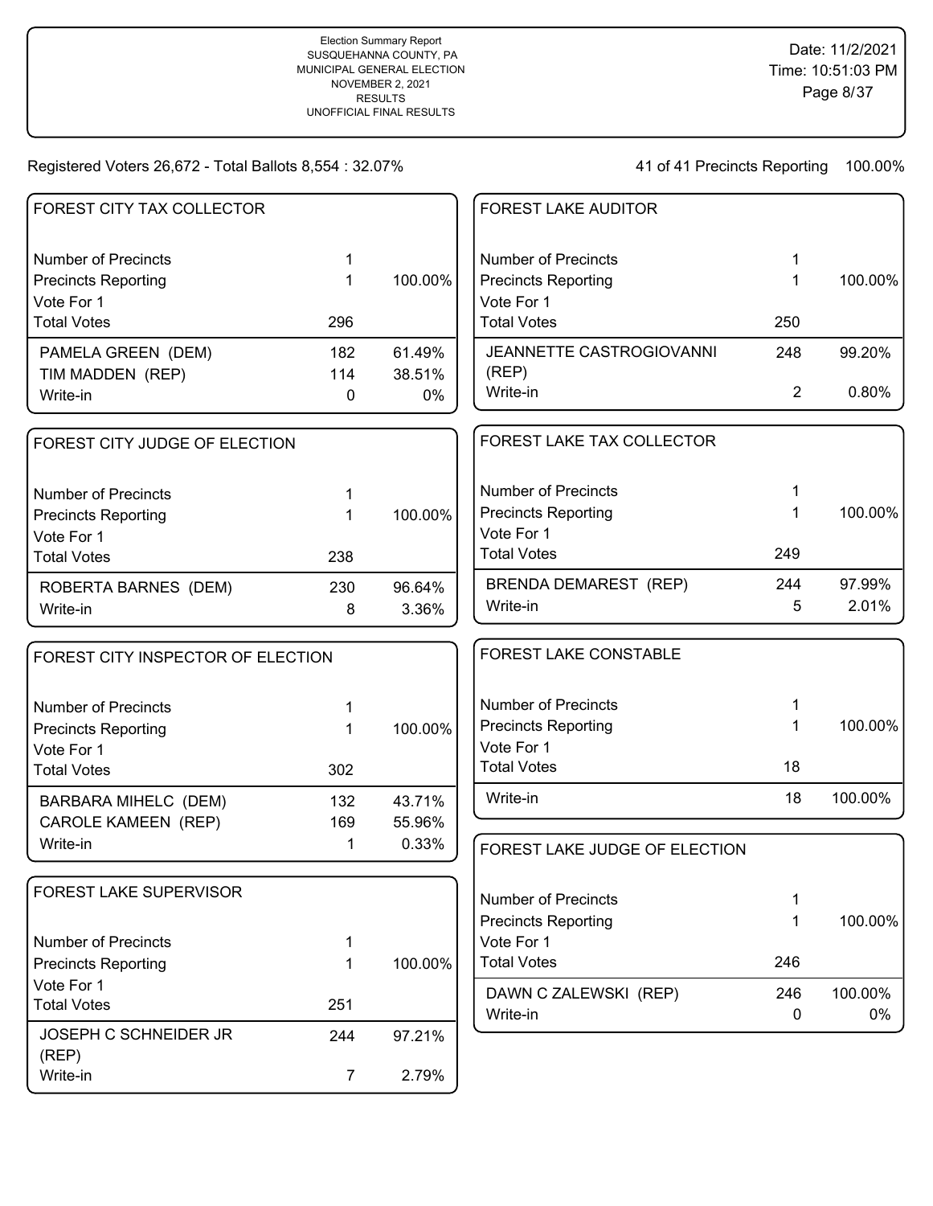Election Summary Report
SUSQUEHANNA COUNTY, PA
MUNICIPAL GENERAL ELECTION
NOVEMBER 2, 2021
RESULTS
UNOFFICIAL FINAL RESULTS

Date: 11/2/2021
Time: 10:51:03 PM

Registered Voters 26,672 - Total Ballots 8,554 : 32.07%

41 of 41 Precincts Reporting 100.00%

## FOREST CITY TAX COLLECTOR

| | | |
|---|---|---|
| Number of Precincts | 1 | |
| Precincts Reporting | 1 | 100.00% |
| Vote For 1 | | |
| Total Votes | 296 | |
| PAMELA GREEN (DEM) | 182 | 61.49% |
| TIM MADDEN (REP) | 114 | 38.51% |
| Write-in | 0 | 0% |

## FOREST CITY JUDGE OF ELECTION

| | | |
|---|---|---|
| Number of Precincts | 1 | |
| Precincts Reporting | 1 | 100.00% |
| Vote For 1 | | |
| Total Votes | 238 | |
| ROBERTA BARNES (DEM) | 230 | 96.64% |
| Write-in | 8 | 3.36% |

## FOREST CITY INSPECTOR OF ELECTION

| | | |
|---|---|---|
| Number of Precincts | 1 | |
| Precincts Reporting | 1 | 100.00% |
| Vote For 1 | | |
| Total Votes | 302 | |
| BARBARA MIHELC (DEM) | 132 | 43.71% |
| CAROLE KAMEEN (REP) | 169 | 55.96% |
| Write-in | 1 | 0.33% |

## FOREST LAKE SUPERVISOR

| | | |
|---|---|---|
| Number of Precincts | 1 | |
| Precincts Reporting | 1 | 100.00% |
| Vote For 1 | | |
| Total Votes | 251 | |
| JOSEPH C SCHNEIDER JR (REP) | 244 | 97.21% |
| Write-in | 7 | 2.79% |

## FOREST LAKE AUDITOR

| | | |
|---|---|---|
| Number of Precincts | 1 | |
| Precincts Reporting | 1 | 100.00% |
| Vote For 1 | | |
| Total Votes | 250 | |
| JEANNETTE CASTROGIOVANNI (REP) | 248 | 99.20% |
| Write-in | 2 | 0.80% |

## FOREST LAKE TAX COLLECTOR

| | | |
|---|---|---|
| Number of Precincts | 1 | |
| Precincts Reporting | 1 | 100.00% |
| Vote For 1 | | |
| Total Votes | 249 | |
| BRENDA DEMAREST (REP) | 244 | 97.99% |
| Write-in | 5 | 2.01% |

## FOREST LAKE CONSTABLE

| | | |
|---|---|---|
| Number of Precincts | 1 | |
| Precincts Reporting | 1 | 100.00% |
| Vote For 1 | | |
| Total Votes | 18 | |
| Write-in | 18 | 100.00% |

## FOREST LAKE JUDGE OF ELECTION

| | | |
|---|---|---|
| Number of Precincts | 1 | |
| Precincts Reporting | 1 | 100.00% |
| Vote For 1 | | |
| Total Votes | 246 | |
| DAWN C ZALEWSKI (REP) | 246 | 100.00% |
| Write-in | 0 | 0% |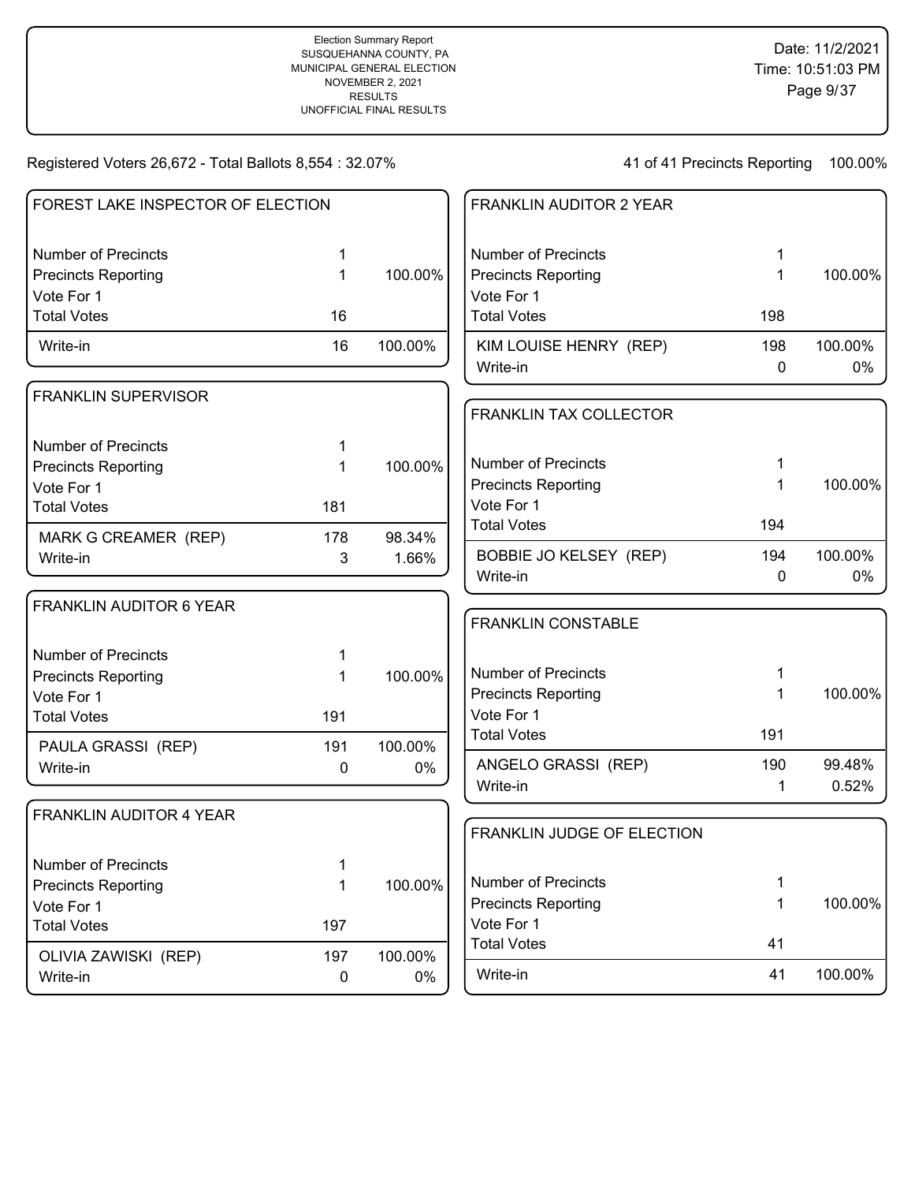Election Summary Report
SUSQUEHANNA COUNTY, PA
MUNICIPAL GENERAL ELECTION
NOVEMBER 2, 2021
RESULTS
UNOFFICIAL FINAL RESULTS

Date: 11/2/2021
Time: 10:51:03 PM

Registered Voters 26,672 - Total Ballots 8,554 : 32.07%

41 of 41 Precincts Reporting 100.00%

## FOREST LAKE INSPECTOR OF ELECTION

| | | |
|---|---|---|
| Number of Precincts | 1 | |
| Precincts Reporting | 1 | 100.00% |
| Vote For 1 | | |
| Total Votes | 16 | |
| Write-in | 16 | 100.00% |

## FRANKLIN SUPERVISOR

| | | |
|---|---|---|
| Number of Precincts | 1 | |
| Precincts Reporting | 1 | 100.00% |
| Vote For 1 | | |
| Total Votes | 181 | |
| MARK G CREAMER (REP) | 178 | 98.34% |
| Write-in | 3 | 1.66% |

## FRANKLIN AUDITOR 6 YEAR

| | | |
|---|---|---|
| Number of Precincts | 1 | |
| Precincts Reporting | 1 | 100.00% |
| Vote For 1 | | |
| Total Votes | 191 | |
| PAULA GRASSI (REP) | 191 | 100.00% |
| Write-in | 0 | 0% |

## FRANKLIN AUDITOR 4 YEAR

| | | |
|---|---|---|
| Number of Precincts | 1 | |
| Precincts Reporting | 1 | 100.00% |
| Vote For 1 | | |
| Total Votes | 197 | |
| OLIVIA ZAWISKI (REP) | 197 | 100.00% |
| Write-in | 0 | 0% |

## FRANKLIN AUDITOR 2 YEAR

| | | |
|---|---|---|
| Number of Precincts | 1 | |
| Precincts Reporting | 1 | 100.00% |
| Vote For 1 | | |
| Total Votes | 198 | |
| KIM LOUISE HENRY (REP) | 198 | 100.00% |
| Write-in | 0 | 0% |

## FRANKLIN TAX COLLECTOR

| | | |
|---|---|---|
| Number of Precincts | 1 | |
| Precincts Reporting | 1 | 100.00% |
| Vote For 1 | | |
| Total Votes | 194 | |
| BOBBIE JO KELSEY (REP) | 194 | 100.00% |
| Write-in | 0 | 0% |

## FRANKLIN CONSTABLE

| | | |
|---|---|---|
| Number of Precincts | 1 | |
| Precincts Reporting | 1 | 100.00% |
| Vote For 1 | | |
| Total Votes | 191 | |
| ANGELO GRASSI (REP) | 190 | 99.48% |
| Write-in | 1 | 0.52% |

## FRANKLIN JUDGE OF ELECTION

| | | |
|---|---|---|
| Number of Precincts | 1 | |
| Precincts Reporting | 1 | 100.00% |
| Vote For 1 | | |
| Total Votes | 41 | |
| Write-in | 41 | 100.00% |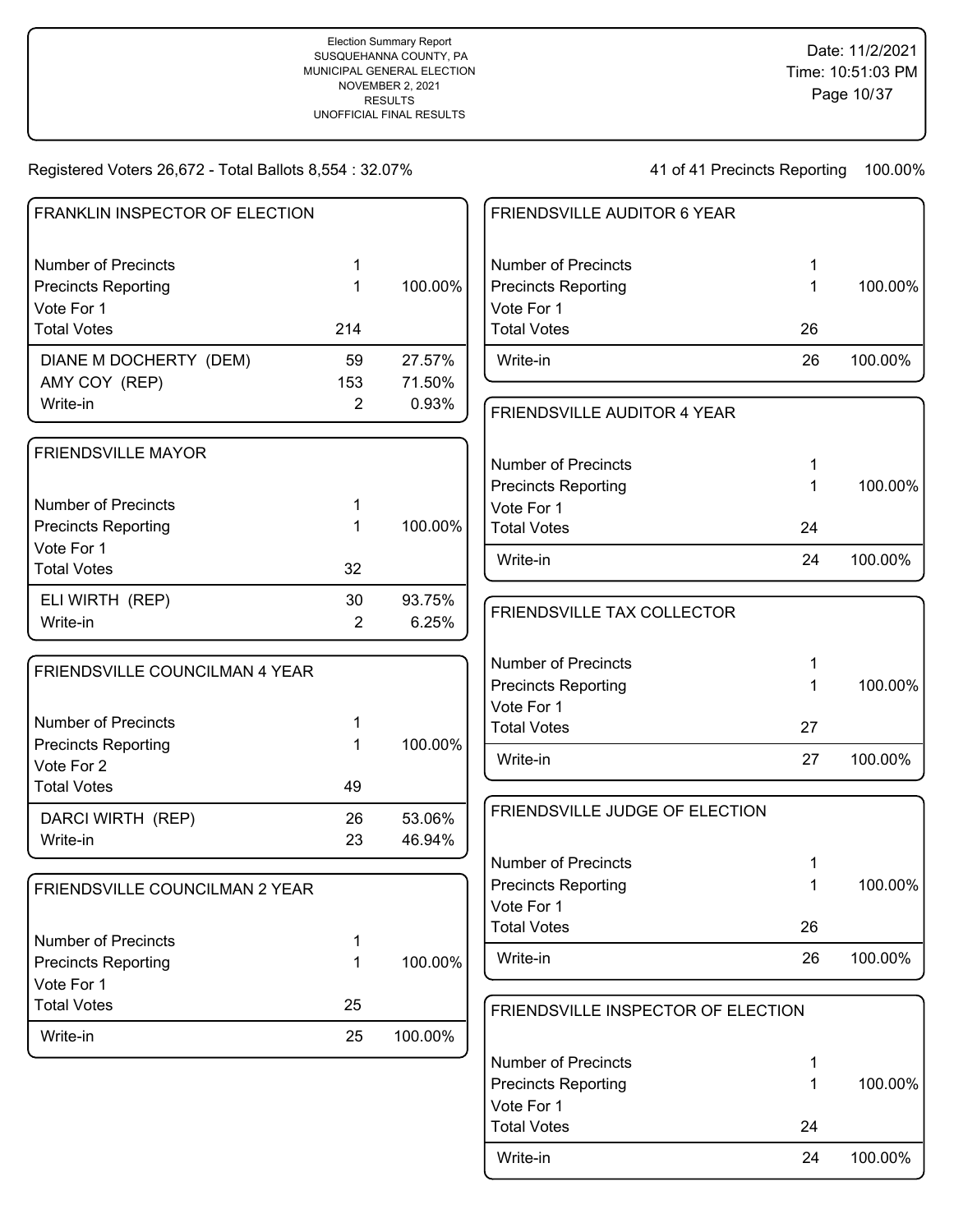Election Summary Report
SUSQUEHANNA COUNTY, PA
MUNICIPAL GENERAL ELECTION
NOVEMBER 2, 2021
RESULTS
UNOFFICIAL FINAL RESULTS

Date: 11/2/2021
Time: 10:51:03 PM

Registered Voters 26,672 - Total Ballots 8,554 : 32.07%

41 of 41 Precincts Reporting 100.00%

## FRANKLIN INSPECTOR OF ELECTION

| | | |
|---|---|---|
| Number of Precincts | 1 | |
| Precincts Reporting | 1 | 100.00% |
| Vote For 1 | | |
| Total Votes | 214 | |
| DIANE M DOCHERTY (DEM) | 59 | 27.57% |
| AMY COY (REP) | 153 | 71.50% |
| Write-in | 2 | 0.93% |

## FRIENDSVILLE MAYOR

| | | |
|---|---|---|
| Number of Precincts | 1 | |
| Precincts Reporting | 1 | 100.00% |
| Vote For 1 | | |
| Total Votes | 32 | |
| ELI WIRTH (REP) | 30 | 93.75% |
| Write-in | 2 | 6.25% |

## FRIENDSVILLE COUNCILMAN 4 YEAR

| | | |
|---|---|---|
| Number of Precincts | 1 | |
| Precincts Reporting | 1 | 100.00% |
| Vote For 2 | | |
| Total Votes | 49 | |
| DARCI WIRTH (REP) | 26 | 53.06% |
| Write-in | 23 | 46.94% |

## FRIENDSVILLE COUNCILMAN 2 YEAR

| | | |
|---|---|---|
| Number of Precincts | 1 | |
| Precincts Reporting | 1 | 100.00% |
| Vote For 1 | | |
| Total Votes | 25 | |
| Write-in | 25 | 100.00% |

## FRIENDSVILLE AUDITOR 6 YEAR

| | | |
|---|---|---|
| Number of Precincts | 1 | |
| Precincts Reporting | 1 | 100.00% |
| Vote For 1 | | |
| Total Votes | 26 | |
| Write-in | 26 | 100.00% |

## FRIENDSVILLE AUDITOR 4 YEAR

| | | |
|---|---|---|
| Number of Precincts | 1 | |
| Precincts Reporting | 1 | 100.00% |
| Vote For 1 | | |
| Total Votes | 24 | |
| Write-in | 24 | 100.00% |

## FRIENDSVILLE TAX COLLECTOR

| | | |
|---|---|---|
| Number of Precincts | 1 | |
| Precincts Reporting | 1 | 100.00% |
| Vote For 1 | | |
| Total Votes | 27 | |
| Write-in | 27 | 100.00% |

## FRIENDSVILLE JUDGE OF ELECTION

| | | |
|---|---|---|
| Number of Precincts | 1 | |
| Precincts Reporting | 1 | 100.00% |
| Vote For 1 | | |
| Total Votes | 26 | |
| Write-in | 26 | 100.00% |

## FRIENDSVILLE INSPECTOR OF ELECTION

| | | |
|---|---|---|
| Number of Precincts | 1 | |
| Precincts Reporting | 1 | 100.00% |
| Vote For 1 | | |
| Total Votes | 24 | |
| Write-in | 24 | 100.00% |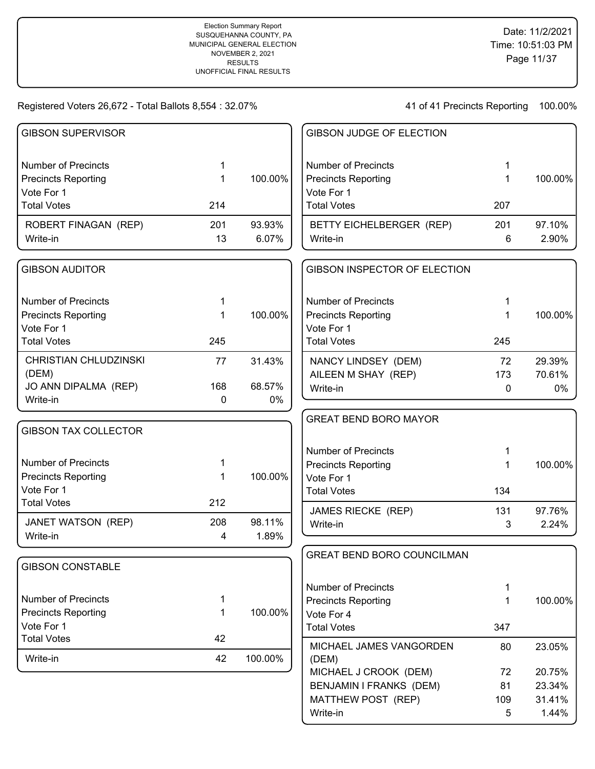Election Summary Report
SUSQUEHANNA COUNTY, PA
MUNICIPAL GENERAL ELECTION
NOVEMBER 2, 2021
RESULTS
UNOFFICIAL FINAL RESULTS

Date: 11/2/2021
Time: 10:51:03 PM

Registered Voters 26,672 - Total Ballots 8,554 : 32.07%

41 of 41 Precincts Reporting 100.00%

## GIBSON SUPERVISOR

| | | |
|---|---|---|
| Number of Precincts | 1 | |
| Precincts Reporting | 1 | 100.00% |
| Vote For 1 | | |
| Total Votes | 214 | |
| ROBERT FINAGAN (REP) | 201 | 93.93% |
| Write-in | 13 | 6.07% |

## GIBSON AUDITOR

| | | |
|---|---|---|
| Number of Precincts | 1 | |
| Precincts Reporting | 1 | 100.00% |
| Vote For 1 | | |
| Total Votes | 245 | |
| CHRISTIAN CHLUDZINSKI (DEM) | 77 | 31.43% |
| JO ANN DIPALMA (REP) | 168 | 68.57% |
| Write-in | 0 | 0% |

## GIBSON TAX COLLECTOR

| | | |
|---|---|---|
| Number of Precincts | 1 | |
| Precincts Reporting | 1 | 100.00% |
| Vote For 1 | | |
| Total Votes | 212 | |
| JANET WATSON (REP) | 208 | 98.11% |
| Write-in | 4 | 1.89% |

## GIBSON CONSTABLE

| | | |
|---|---|---|
| Number of Precincts | 1 | |
| Precincts Reporting | 1 | 100.00% |
| Vote For 1 | | |
| Total Votes | 42 | |
| Write-in | 42 | 100.00% |

## GIBSON JUDGE OF ELECTION

| | | |
|---|---|---|
| Number of Precincts | 1 | |
| Precincts Reporting | 1 | 100.00% |
| Vote For 1 | | |
| Total Votes | 207 | |
| BETTY EICHELBERGER (REP) | 201 | 97.10% |
| Write-in | 6 | 2.90% |

## GIBSON INSPECTOR OF ELECTION

| | | |
|---|---|---|
| Number of Precincts | 1 | |
| Precincts Reporting | 1 | 100.00% |
| Vote For 1 | | |
| Total Votes | 245 | |
| NANCY LINDSEY (DEM) | 72 | 29.39% |
| AILEEN M SHAY (REP) | 173 | 70.61% |
| Write-in | 0 | 0% |

## GREAT BEND BORO MAYOR

| | | |
|---|---|---|
| Number of Precincts | 1 | |
| Precincts Reporting | 1 | 100.00% |
| Vote For 1 | | |
| Total Votes | 134 | |
| JAMES RIECKE (REP) | 131 | 97.76% |
| Write-in | 3 | 2.24% |

## GREAT BEND BORO COUNCILMAN

| | | |
|---|---|---|
| Number of Precincts | 1 | |
| Precincts Reporting | 1 | 100.00% |
| Vote For 4 | | |
| Total Votes | 347 | |
| MICHAEL JAMES VANGORDEN (DEM) | 80 | 23.05% |
| MICHAEL J CROOK (DEM) | 72 | 20.75% |
| BENJAMIN I FRANKS (DEM) | 81 | 23.34% |
| MATTHEW POST (REP) | 109 | 31.41% |
| Write-in | 5 | 1.44% |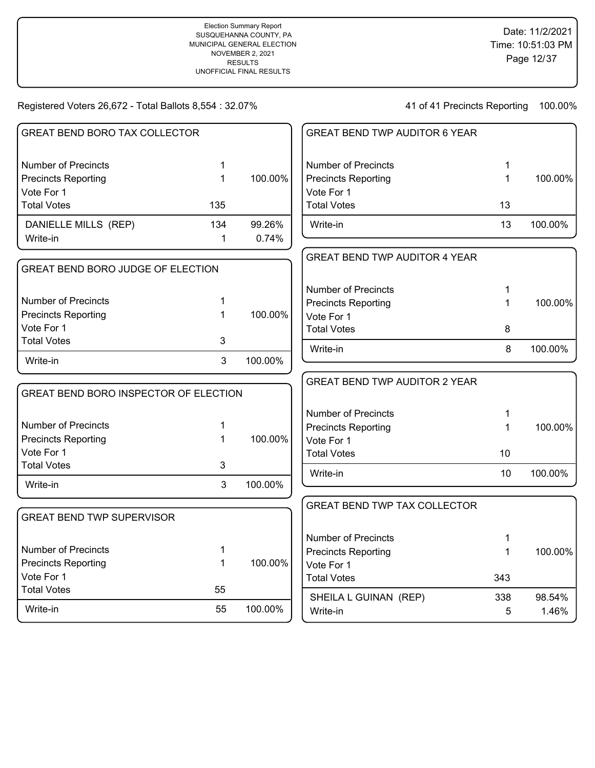Election Summary Report
SUSQUEHANNA COUNTY, PA
MUNICIPAL GENERAL ELECTION
NOVEMBER 2, 2021
RESULTS
UNOFFICIAL FINAL RESULTS

Date: 11/2/2021
Time: 10:51:03 PM

Registered Voters 26,672 - Total Ballots 8,554 : 32.07%

41 of 41 Precincts Reporting 100.00%

### GREAT BEND BORO TAX COLLECTOR

| | | |
|---|---|---|
| Number of Precincts | 1 | |
| Precincts Reporting | 1 | 100.00% |
| Vote For 1 | | |
| Total Votes | 135 | |
| DANIELLE MILLS (REP) | 134 | 99.26% |
| Write-in | 1 | 0.74% |

### GREAT BEND BORO JUDGE OF ELECTION

| | | |
|---|---|---|
| Number of Precincts | 1 | |
| Precincts Reporting | 1 | 100.00% |
| Vote For 1 | | |
| Total Votes | 3 | |
| Write-in | 3 | 100.00% |

### GREAT BEND BORO INSPECTOR OF ELECTION

| | | |
|---|---|---|
| Number of Precincts | 1 | |
| Precincts Reporting | 1 | 100.00% |
| Vote For 1 | | |
| Total Votes | 3 | |
| Write-in | 3 | 100.00% |

### GREAT BEND TWP SUPERVISOR

| | | |
|---|---|---|
| Number of Precincts | 1 | |
| Precincts Reporting | 1 | 100.00% |
| Vote For 1 | | |
| Total Votes | 55 | |
| Write-in | 55 | 100.00% |

### GREAT BEND TWP AUDITOR 6 YEAR

| | | |
|---|---|---|
| Number of Precincts | 1 | |
| Precincts Reporting | 1 | 100.00% |
| Vote For 1 | | |
| Total Votes | 13 | |
| Write-in | 13 | 100.00% |

### GREAT BEND TWP AUDITOR 4 YEAR

| | | |
|---|---|---|
| Number of Precincts | 1 | |
| Precincts Reporting | 1 | 100.00% |
| Vote For 1 | | |
| Total Votes | 8 | |
| Write-in | 8 | 100.00% |

### GREAT BEND TWP AUDITOR 2 YEAR

| | | |
|---|---|---|
| Number of Precincts | 1 | |
| Precincts Reporting | 1 | 100.00% |
| Vote For 1 | | |
| Total Votes | 10 | |
| Write-in | 10 | 100.00% |

### GREAT BEND TWP TAX COLLECTOR

| | | |
|---|---|---|
| Number of Precincts | 1 | |
| Precincts Reporting | 1 | 100.00% |
| Vote For 1 | | |
| Total Votes | 343 | |
| SHEILA L GUINAN (REP) | 338 | 98.54% |
| Write-in | 5 | 1.46% |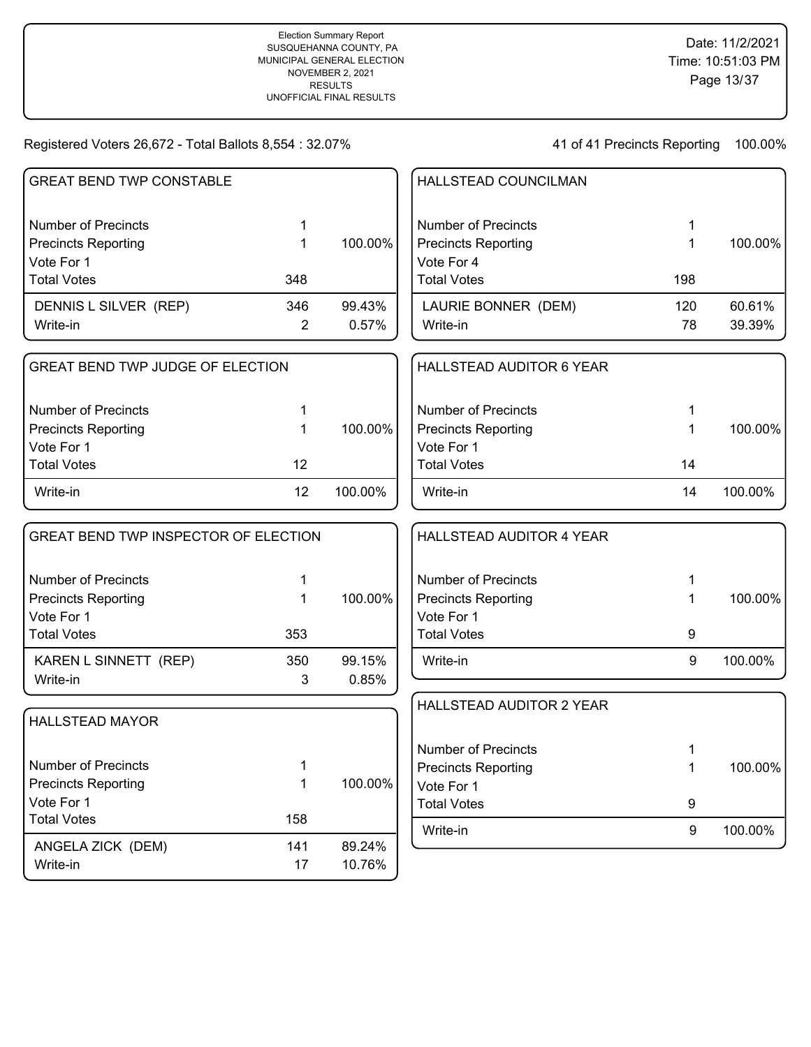Election Summary Report
SUSQUEHANNA COUNTY, PA
MUNICIPAL GENERAL ELECTION
NOVEMBER 2, 2021
RESULTS
UNOFFICIAL FINAL RESULTS

Date: 11/2/2021
Time: 10:51:03 PM

Registered Voters 26,672 - Total Ballots 8,554 : 32.07%

41 of 41 Precincts Reporting 100.00%

## GREAT BEND TWP CONSTABLE

| | | |
|---|---|---|
| Number of Precincts | 1 | |
| Precincts Reporting | 1 | 100.00% |
| Vote For 1 | | |
| Total Votes | 348 | |
| DENNIS L SILVER (REP) | 346 | 99.43% |
| Write-in | 2 | 0.57% |

## GREAT BEND TWP JUDGE OF ELECTION

| | | |
|---|---|---|
| Number of Precincts | 1 | |
| Precincts Reporting | 1 | 100.00% |
| Vote For 1 | | |
| Total Votes | 12 | |
| Write-in | 12 | 100.00% |

## GREAT BEND TWP INSPECTOR OF ELECTION

| | | |
|---|---|---|
| Number of Precincts | 1 | |
| Precincts Reporting | 1 | 100.00% |
| Vote For 1 | | |
| Total Votes | 353 | |
| KAREN L SINNETT (REP) | 350 | 99.15% |
| Write-in | 3 | 0.85% |

## HALLSTEAD MAYOR

| | | |
|---|---|---|
| Number of Precincts | 1 | |
| Precincts Reporting | 1 | 100.00% |
| Vote For 1 | | |
| Total Votes | 158 | |
| ANGELA ZICK (DEM) | 141 | 89.24% |
| Write-in | 17 | 10.76% |

## HALLSTEAD COUNCILMAN

| | | |
|---|---|---|
| Number of Precincts | 1 | |
| Precincts Reporting | 1 | 100.00% |
| Vote For 4 | | |
| Total Votes | 198 | |
| LAURIE BONNER (DEM) | 120 | 60.61% |
| Write-in | 78 | 39.39% |

## HALLSTEAD AUDITOR 6 YEAR

| | | |
|---|---|---|
| Number of Precincts | 1 | |
| Precincts Reporting | 1 | 100.00% |
| Vote For 1 | | |
| Total Votes | 14 | |
| Write-in | 14 | 100.00% |

## HALLSTEAD AUDITOR 4 YEAR

| | | |
|---|---|---|
| Number of Precincts | 1 | |
| Precincts Reporting | 1 | 100.00% |
| Vote For 1 | | |
| Total Votes | 9 | |
| Write-in | 9 | 100.00% |

## HALLSTEAD AUDITOR 2 YEAR

| | | |
|---|---|---|
| Number of Precincts | 1 | |
| Precincts Reporting | 1 | 100.00% |
| Vote For 1 | | |
| Total Votes | 9 | |
| Write-in | 9 | 100.00% |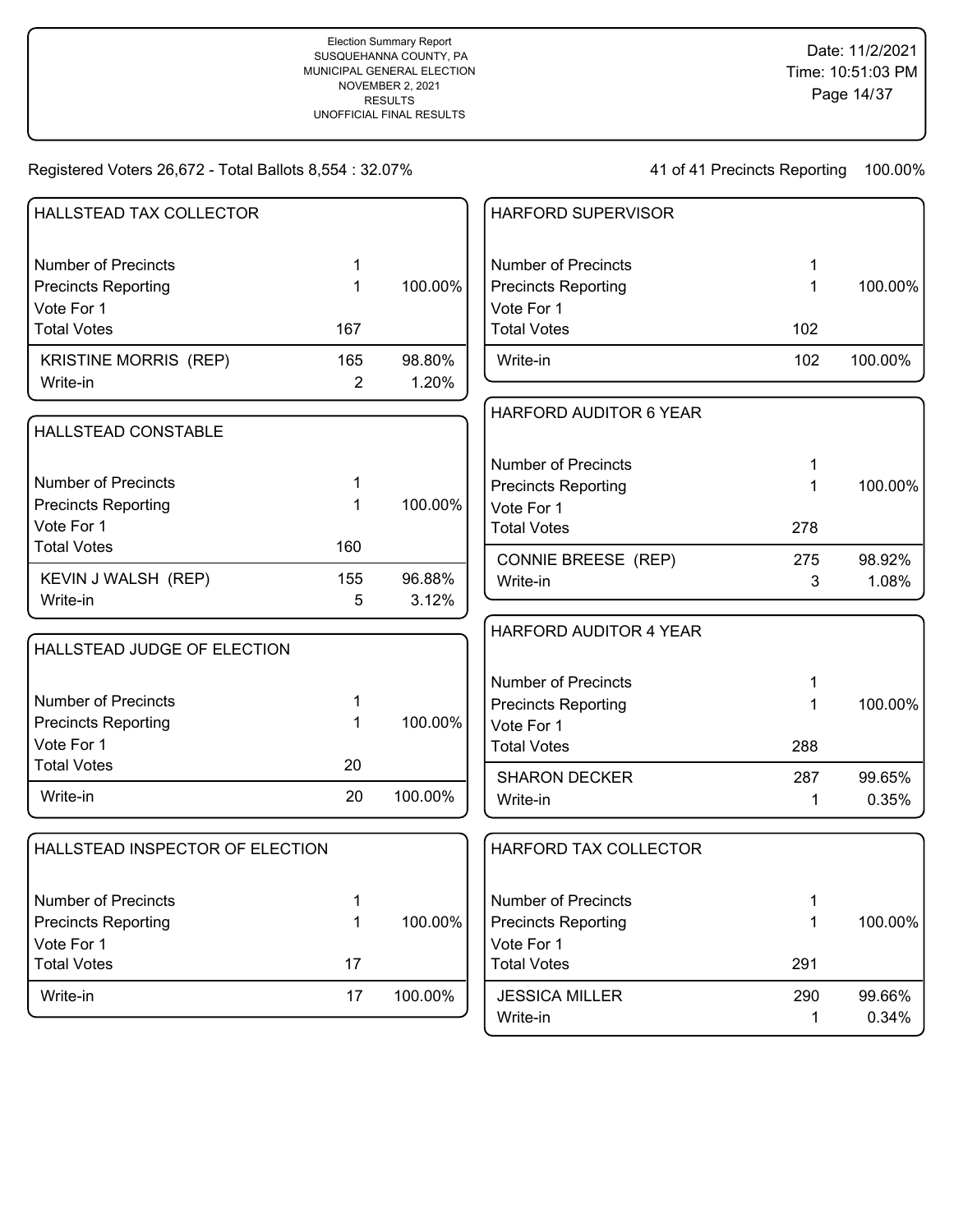Election Summary Report
SUSQUEHANNA COUNTY, PA
MUNICIPAL GENERAL ELECTION
NOVEMBER 2, 2021
RESULTS
UNOFFICIAL FINAL RESULTS

Date: 11/2/2021
Time: 10:51:03 PM

Registered Voters 26,672 - Total Ballots 8,554 : 32.07%

41 of 41 Precincts Reporting 100.00%

## HALLSTEAD TAX COLLECTOR

| | | |
|---|---|---|
| Number of Precincts | 1 | |
| Precincts Reporting | 1 | 100.00% |
| Vote For 1 | | |
| Total Votes | 167 | |
| KRISTINE MORRIS (REP) | 165 | 98.80% |
| Write-in | 2 | 1.20% |

## HALLSTEAD CONSTABLE

| | | |
|---|---|---|
| Number of Precincts | 1 | |
| Precincts Reporting | 1 | 100.00% |
| Vote For 1 | | |
| Total Votes | 160 | |
| KEVIN J WALSH (REP) | 155 | 96.88% |
| Write-in | 5 | 3.12% |

## HALLSTEAD JUDGE OF ELECTION

| | | |
|---|---|---|
| Number of Precincts | 1 | |
| Precincts Reporting | 1 | 100.00% |
| Vote For 1 | | |
| Total Votes | 20 | |
| Write-in | 20 | 100.00% |

## HALLSTEAD INSPECTOR OF ELECTION

| | | |
|---|---|---|
| Number of Precincts | 1 | |
| Precincts Reporting | 1 | 100.00% |
| Vote For 1 | | |
| Total Votes | 17 | |
| Write-in | 17 | 100.00% |

## HARFORD SUPERVISOR

| | | |
|---|---|---|
| Number of Precincts | 1 | |
| Precincts Reporting | 1 | 100.00% |
| Vote For 1 | | |
| Total Votes | 102 | |
| Write-in | 102 | 100.00% |

## HARFORD AUDITOR 6 YEAR

| | | |
|---|---|---|
| Number of Precincts | 1 | |
| Precincts Reporting | 1 | 100.00% |
| Vote For 1 | | |
| Total Votes | 278 | |
| CONNIE BREESE (REP) | 275 | 98.92% |
| Write-in | 3 | 1.08% |

## HARFORD AUDITOR 4 YEAR

| | | |
|---|---|---|
| Number of Precincts | 1 | |
| Precincts Reporting | 1 | 100.00% |
| Vote For 1 | | |
| Total Votes | 288 | |
| SHARON DECKER | 287 | 99.65% |
| Write-in | 1 | 0.35% |

## HARFORD TAX COLLECTOR

| | | |
|---|---|---|
| Number of Precincts | 1 | |
| Precincts Reporting | 1 | 100.00% |
| Vote For 1 | | |
| Total Votes | 291 | |
| JESSICA MILLER | 290 | 99.66% |
| Write-in | 1 | 0.34% |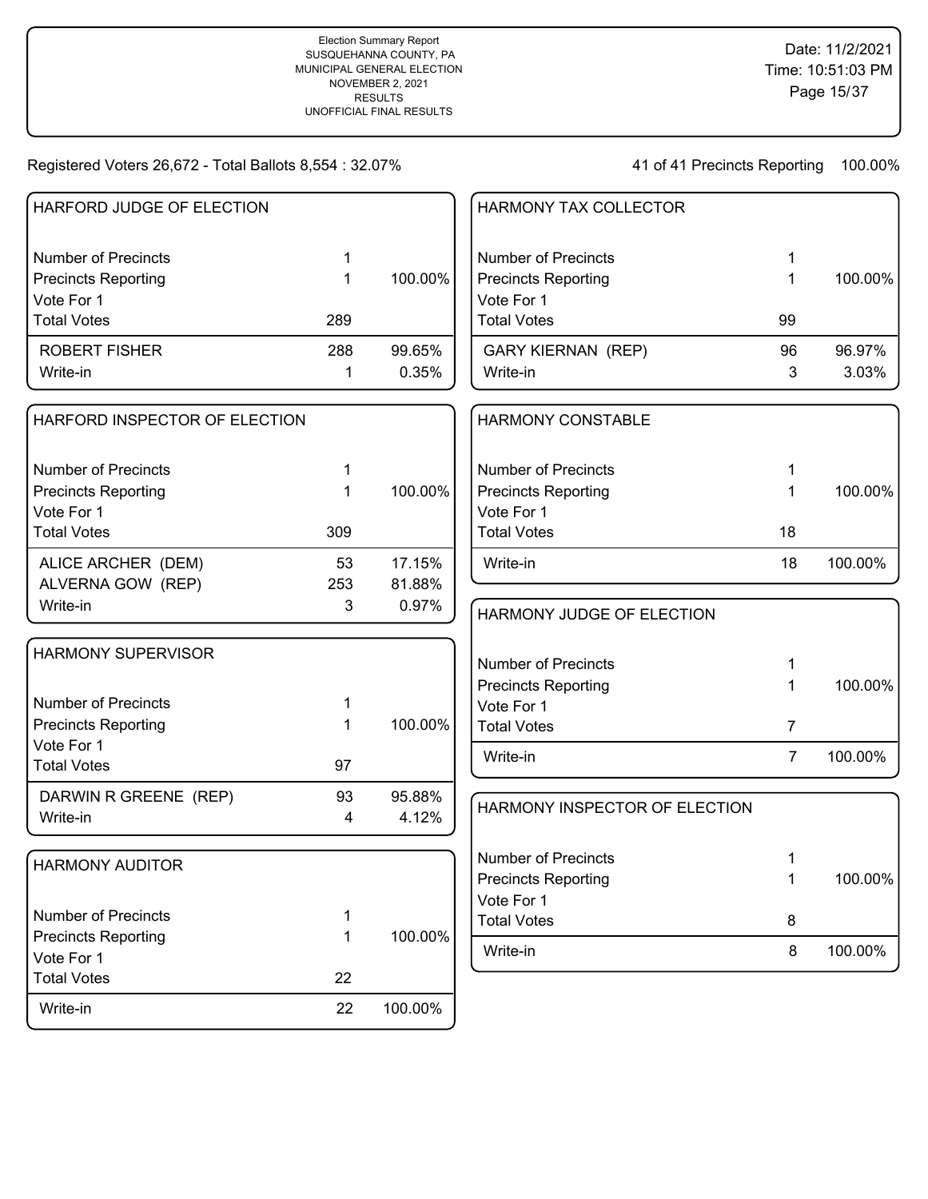Election Summary Report
SUSQUEHANNA COUNTY, PA
MUNICIPAL GENERAL ELECTION
NOVEMBER 2, 2021
RESULTS
UNOFFICIAL FINAL RESULTS

Date: 11/2/2021
Time: 10:51:03 PM

Registered Voters 26,672 - Total Ballots 8,554 : 32.07%

41 of 41 Precincts Reporting 100.00%

## HARFORD JUDGE OF ELECTION

| | | |
|---|---|---|
| Number of Precincts | 1 | |
| Precincts Reporting | 1 | 100.00% |
| Vote For 1 | | |
| Total Votes | 289 | |
| ROBERT FISHER | 288 | 99.65% |
| Write-in | 1 | 0.35% |

## HARFORD INSPECTOR OF ELECTION

| | | |
|---|---|---|
| Number of Precincts | 1 | |
| Precincts Reporting | 1 | 100.00% |
| Vote For 1 | | |
| Total Votes | 309 | |
| ALICE ARCHER (DEM) | 53 | 17.15% |
| ALVERNA GOW (REP) | 253 | 81.88% |
| Write-in | 3 | 0.97% |

## HARMONY SUPERVISOR

| | | |
|---|---|---|
| Number of Precincts | 1 | |
| Precincts Reporting | 1 | 100.00% |
| Vote For 1 | | |
| Total Votes | 97 | |
| DARWIN R GREENE (REP) | 93 | 95.88% |
| Write-in | 4 | 4.12% |

## HARMONY AUDITOR

| | | |
|---|---|---|
| Number of Precincts | 1 | |
| Precincts Reporting | 1 | 100.00% |
| Vote For 1 | | |
| Total Votes | 22 | |
| Write-in | 22 | 100.00% |

## HARMONY TAX COLLECTOR

| | | |
|---|---|---|
| Number of Precincts | 1 | |
| Precincts Reporting | 1 | 100.00% |
| Vote For 1 | | |
| Total Votes | 99 | |
| GARY KIERNAN (REP) | 96 | 96.97% |
| Write-in | 3 | 3.03% |

## HARMONY CONSTABLE

| | | |
|---|---|---|
| Number of Precincts | 1 | |
| Precincts Reporting | 1 | 100.00% |
| Vote For 1 | | |
| Total Votes | 18 | |
| Write-in | 18 | 100.00% |

## HARMONY JUDGE OF ELECTION

| | | |
|---|---|---|
| Number of Precincts | 1 | |
| Precincts Reporting | 1 | 100.00% |
| Vote For 1 | | |
| Total Votes | 7 | |
| Write-in | 7 | 100.00% |

## HARMONY INSPECTOR OF ELECTION

| | | |
|---|---|---|
| Number of Precincts | 1 | |
| Precincts Reporting | 1 | 100.00% |
| Vote For 1 | | |
| Total Votes | 8 | |
| Write-in | 8 | 100.00% |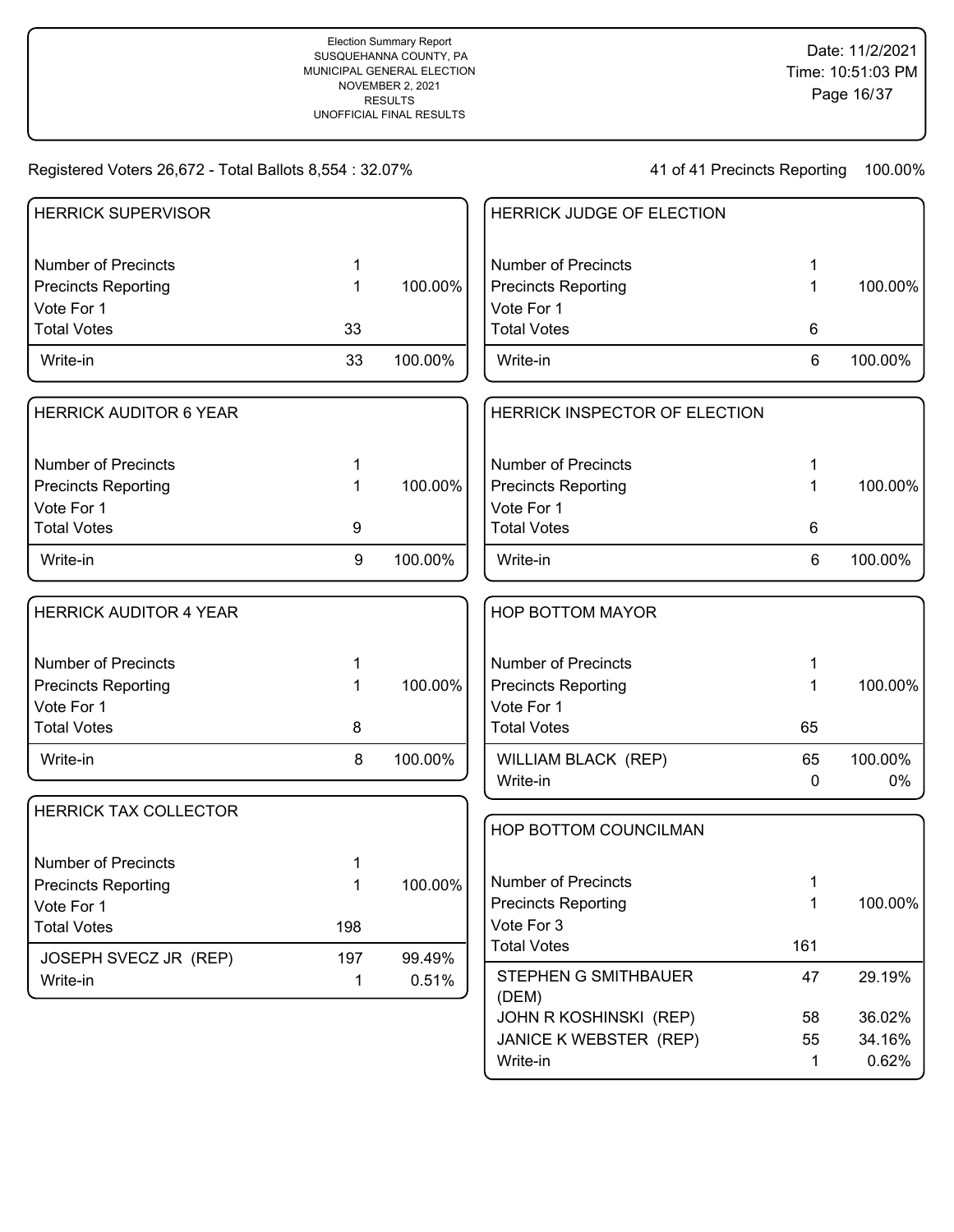Election Summary Report
SUSQUEHANNA COUNTY, PA
MUNICIPAL GENERAL ELECTION
NOVEMBER 2, 2021
RESULTS
UNOFFICIAL FINAL RESULTS

Date: 11/2/2021
Time: 10:51:03 PM

Registered Voters 26,672 - Total Ballots 8,554 : 32.07%

41 of 41 Precincts Reporting 100.00%

## HERRICK SUPERVISOR

| | | |
|---|---|---|
| Number of Precincts | 1 | |
| Precincts Reporting | 1 | 100.00% |
| Vote For 1 | | |
| Total Votes | 33 | |
| Write-in | 33 | 100.00% |

## HERRICK AUDITOR 6 YEAR

| | | |
|---|---|---|
| Number of Precincts | 1 | |
| Precincts Reporting | 1 | 100.00% |
| Vote For 1 | | |
| Total Votes | 9 | |
| Write-in | 9 | 100.00% |

## HERRICK AUDITOR 4 YEAR

| | | |
|---|---|---|
| Number of Precincts | 1 | |
| Precincts Reporting | 1 | 100.00% |
| Vote For 1 | | |
| Total Votes | 8 | |
| Write-in | 8 | 100.00% |

## HERRICK TAX COLLECTOR

| | | |
|---|---|---|
| Number of Precincts | 1 | |
| Precincts Reporting | 1 | 100.00% |
| Vote For 1 | | |
| Total Votes | 198 | |
| JOSEPH SVECZ JR (REP) | 197 | 99.49% |
| Write-in | 1 | 0.51% |

## HERRICK JUDGE OF ELECTION

| | | |
|---|---|---|
| Number of Precincts | 1 | |
| Precincts Reporting | 1 | 100.00% |
| Vote For 1 | | |
| Total Votes | 6 | |
| Write-in | 6 | 100.00% |

## HERRICK INSPECTOR OF ELECTION

| | | |
|---|---|---|
| Number of Precincts | 1 | |
| Precincts Reporting | 1 | 100.00% |
| Vote For 1 | | |
| Total Votes | 6 | |
| Write-in | 6 | 100.00% |

## HOP BOTTOM MAYOR

| | | |
|---|---|---|
| Number of Precincts | 1 | |
| Precincts Reporting | 1 | 100.00% |
| Vote For 1 | | |
| Total Votes | 65 | |
| WILLIAM BLACK (REP) | 65 | 100.00% |
| Write-in | 0 | 0% |

## HOP BOTTOM COUNCILMAN

| | | |
|---|---|---|
| Number of Precincts | 1 | |
| Precincts Reporting | 1 | 100.00% |
| Vote For 3 | | |
| Total Votes | 161 | |
| STEPHEN G SMITHBAUER (DEM) | 47 | 29.19% |
| JOHN R KOSHINSKI (REP) | 58 | 36.02% |
| JANICE K WEBSTER (REP) | 55 | 34.16% |
| Write-in | 1 | 0.62% |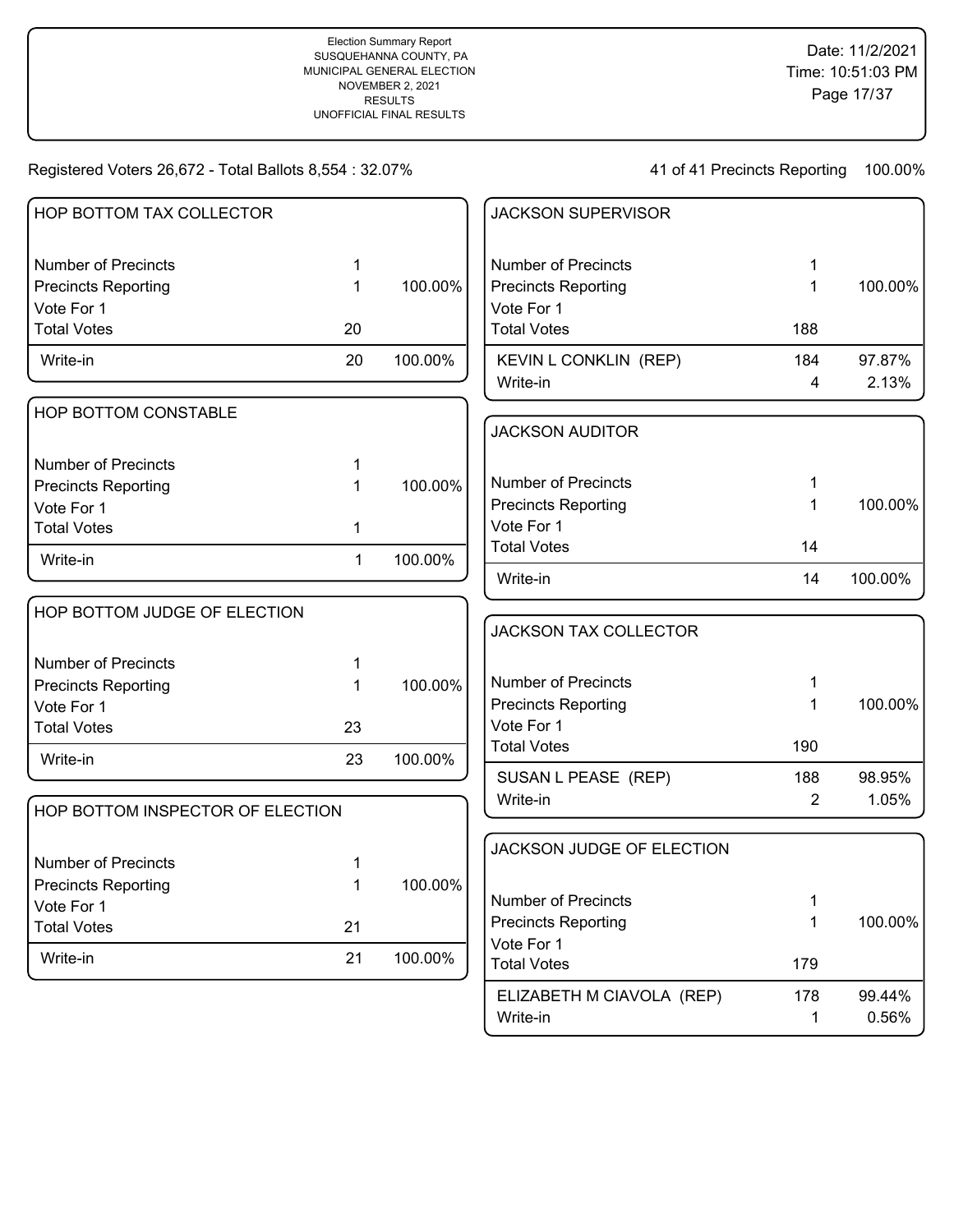Election Summary Report
SUSQUEHANNA COUNTY, PA
MUNICIPAL GENERAL ELECTION
NOVEMBER 2, 2021
RESULTS
UNOFFICIAL FINAL RESULTS

Date: 11/2/2021
Time: 10:51:03 PM

Registered Voters 26,672 - Total Ballots 8,554 : 32.07%

41 of 41 Precincts Reporting 100.00%

## HOP BOTTOM TAX COLLECTOR

| | | |
|---|---|---|
| Number of Precincts | 1 | |
| Precincts Reporting | 1 | 100.00% |
| Vote For 1 | | |
| Total Votes | 20 | |
| Write-in | 20 | 100.00% |

## HOP BOTTOM CONSTABLE

| | | |
|---|---|---|
| Number of Precincts | 1 | |
| Precincts Reporting | 1 | 100.00% |
| Vote For 1 | | |
| Total Votes | 1 | |
| Write-in | 1 | 100.00% |

## HOP BOTTOM JUDGE OF ELECTION

| | | |
|---|---|---|
| Number of Precincts | 1 | |
| Precincts Reporting | 1 | 100.00% |
| Vote For 1 | | |
| Total Votes | 23 | |
| Write-in | 23 | 100.00% |

## HOP BOTTOM INSPECTOR OF ELECTION

| | | |
|---|---|---|
| Number of Precincts | 1 | |
| Precincts Reporting | 1 | 100.00% |
| Vote For 1 | | |
| Total Votes | 21 | |
| Write-in | 21 | 100.00% |

## JACKSON SUPERVISOR

| | | |
|---|---|---|
| Number of Precincts | 1 | |
| Precincts Reporting | 1 | 100.00% |
| Vote For 1 | | |
| Total Votes | 188 | |
| KEVIN L CONKLIN (REP) | 184 | 97.87% |
| Write-in | 4 | 2.13% |

## JACKSON AUDITOR

| | | |
|---|---|---|
| Number of Precincts | 1 | |
| Precincts Reporting | 1 | 100.00% |
| Vote For 1 | | |
| Total Votes | 14 | |
| Write-in | 14 | 100.00% |

## JACKSON TAX COLLECTOR

| | | |
|---|---|---|
| Number of Precincts | 1 | |
| Precincts Reporting | 1 | 100.00% |
| Vote For 1 | | |
| Total Votes | 190 | |
| SUSAN L PEASE (REP) | 188 | 98.95% |
| Write-in | 2 | 1.05% |

## JACKSON JUDGE OF ELECTION

| | | |
|---|---|---|
| Number of Precincts | 1 | |
| Precincts Reporting | 1 | 100.00% |
| Vote For 1 | | |
| Total Votes | 179 | |
| ELIZABETH M CIAVOLA (REP) | 178 | 99.44% |
| Write-in | 1 | 0.56% |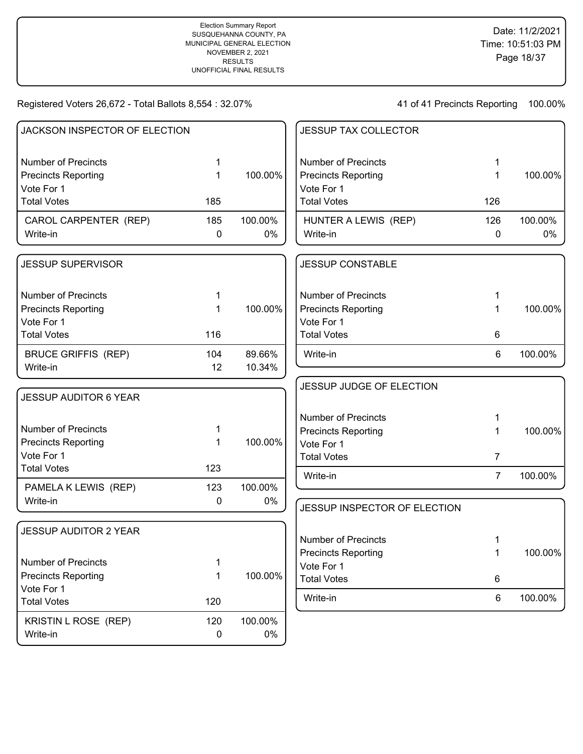Election Summary Report
SUSQUEHANNA COUNTY, PA
MUNICIPAL GENERAL ELECTION
NOVEMBER 2, 2021
RESULTS
UNOFFICIAL FINAL RESULTS

Date: 11/2/2021
Time: 10:51:03 PM

Registered Voters 26,672 - Total Ballots 8,554 : 32.07%

41 of 41 Precincts Reporting 100.00%

### JACKSON INSPECTOR OF ELECTION

| | | |
|---|---|---|
| Number of Precincts | 1 | |
| Precincts Reporting | 1 | 100.00% |
| Vote For 1 | | |
| Total Votes | 185 | |
| CAROL CARPENTER (REP) | 185 | 100.00% |
| Write-in | 0 | 0% |

### JESSUP SUPERVISOR

| | | |
|---|---|---|
| Number of Precincts | 1 | |
| Precincts Reporting | 1 | 100.00% |
| Vote For 1 | | |
| Total Votes | 116 | |
| BRUCE GRIFFIS (REP) | 104 | 89.66% |
| Write-in | 12 | 10.34% |

### JESSUP AUDITOR 6 YEAR

| | | |
|---|---|---|
| Number of Precincts | 1 | |
| Precincts Reporting | 1 | 100.00% |
| Vote For 1 | | |
| Total Votes | 123 | |
| PAMELA K LEWIS (REP) | 123 | 100.00% |
| Write-in | 0 | 0% |

### JESSUP AUDITOR 2 YEAR

| | | |
|---|---|---|
| Number of Precincts | 1 | |
| Precincts Reporting | 1 | 100.00% |
| Vote For 1 | | |
| Total Votes | 120 | |
| KRISTIN L ROSE (REP) | 120 | 100.00% |
| Write-in | 0 | 0% |

### JESSUP TAX COLLECTOR

| | | |
|---|---|---|
| Number of Precincts | 1 | |
| Precincts Reporting | 1 | 100.00% |
| Vote For 1 | | |
| Total Votes | 126 | |
| HUNTER A LEWIS (REP) | 126 | 100.00% |
| Write-in | 0 | 0% |

### JESSUP CONSTABLE

| | | |
|---|---|---|
| Number of Precincts | 1 | |
| Precincts Reporting | 1 | 100.00% |
| Vote For 1 | | |
| Total Votes | 6 | |
| Write-in | 6 | 100.00% |

### JESSUP JUDGE OF ELECTION

| | | |
|---|---|---|
| Number of Precincts | 1 | |
| Precincts Reporting | 1 | 100.00% |
| Vote For 1 | | |
| Total Votes | 7 | |
| Write-in | 7 | 100.00% |

### JESSUP INSPECTOR OF ELECTION

| | | |
|---|---|---|
| Number of Precincts | 1 | |
| Precincts Reporting | 1 | 100.00% |
| Vote For 1 | | |
| Total Votes | 6 | |
| Write-in | 6 | 100.00% |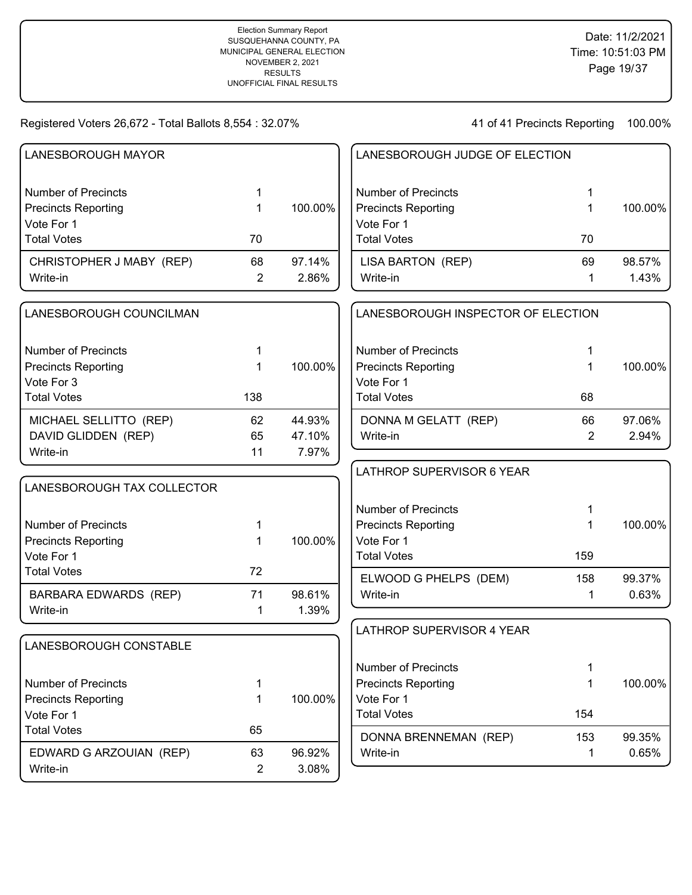Election Summary Report
SUSQUEHANNA COUNTY, PA
MUNICIPAL GENERAL ELECTION
NOVEMBER 2, 2021
RESULTS
UNOFFICIAL FINAL RESULTS

Date: 11/2/2021
Time: 10:51:03 PM

Registered Voters 26,672 - Total Ballots 8,554 : 32.07%

41 of 41 Precincts Reporting 100.00%

## LANESBOROUGH MAYOR

| | | |
|---|---|---|
| Number of Precincts | 1 | |
| Precincts Reporting | 1 | 100.00% |
| Vote For 1 | | |
| Total Votes | 70 | |
| CHRISTOPHER J MABY (REP) | 68 | 97.14% |
| Write-in | 2 | 2.86% |

## LANESBOROUGH COUNCILMAN

| | | |
|---|---|---|
| Number of Precincts | 1 | |
| Precincts Reporting | 1 | 100.00% |
| Vote For 3 | | |
| Total Votes | 138 | |
| MICHAEL SELLITTO (REP) | 62 | 44.93% |
| DAVID GLIDDEN (REP) | 65 | 47.10% |
| Write-in | 11 | 7.97% |

## LANESBOROUGH TAX COLLECTOR

| | | |
|---|---|---|
| Number of Precincts | 1 | |
| Precincts Reporting | 1 | 100.00% |
| Vote For 1 | | |
| Total Votes | 72 | |
| BARBARA EDWARDS (REP) | 71 | 98.61% |
| Write-in | 1 | 1.39% |

## LANESBOROUGH CONSTABLE

| | | |
|---|---|---|
| Number of Precincts | 1 | |
| Precincts Reporting | 1 | 100.00% |
| Vote For 1 | | |
| Total Votes | 65 | |
| EDWARD G ARZOUIAN (REP) | 63 | 96.92% |
| Write-in | 2 | 3.08% |

## LANESBOROUGH JUDGE OF ELECTION

| | | |
|---|---|---|
| Number of Precincts | 1 | |
| Precincts Reporting | 1 | 100.00% |
| Vote For 1 | | |
| Total Votes | 70 | |
| LISA BARTON (REP) | 69 | 98.57% |
| Write-in | 1 | 1.43% |

## LANESBOROUGH INSPECTOR OF ELECTION

| | | |
|---|---|---|
| Number of Precincts | 1 | |
| Precincts Reporting | 1 | 100.00% |
| Vote For 1 | | |
| Total Votes | 68 | |
| DONNA M GELATT (REP) | 66 | 97.06% |
| Write-in | 2 | 2.94% |

## LATHROP SUPERVISOR 6 YEAR

| | | |
|---|---|---|
| Number of Precincts | 1 | |
| Precincts Reporting | 1 | 100.00% |
| Vote For 1 | | |
| Total Votes | 159 | |
| ELWOOD G PHELPS (DEM) | 158 | 99.37% |
| Write-in | 1 | 0.63% |

## LATHROP SUPERVISOR 4 YEAR

| | | |
|---|---|---|
| Number of Precincts | 1 | |
| Precincts Reporting | 1 | 100.00% |
| Vote For 1 | | |
| Total Votes | 154 | |
| DONNA BRENNEMAN (REP) | 153 | 99.35% |
| Write-in | 1 | 0.65% |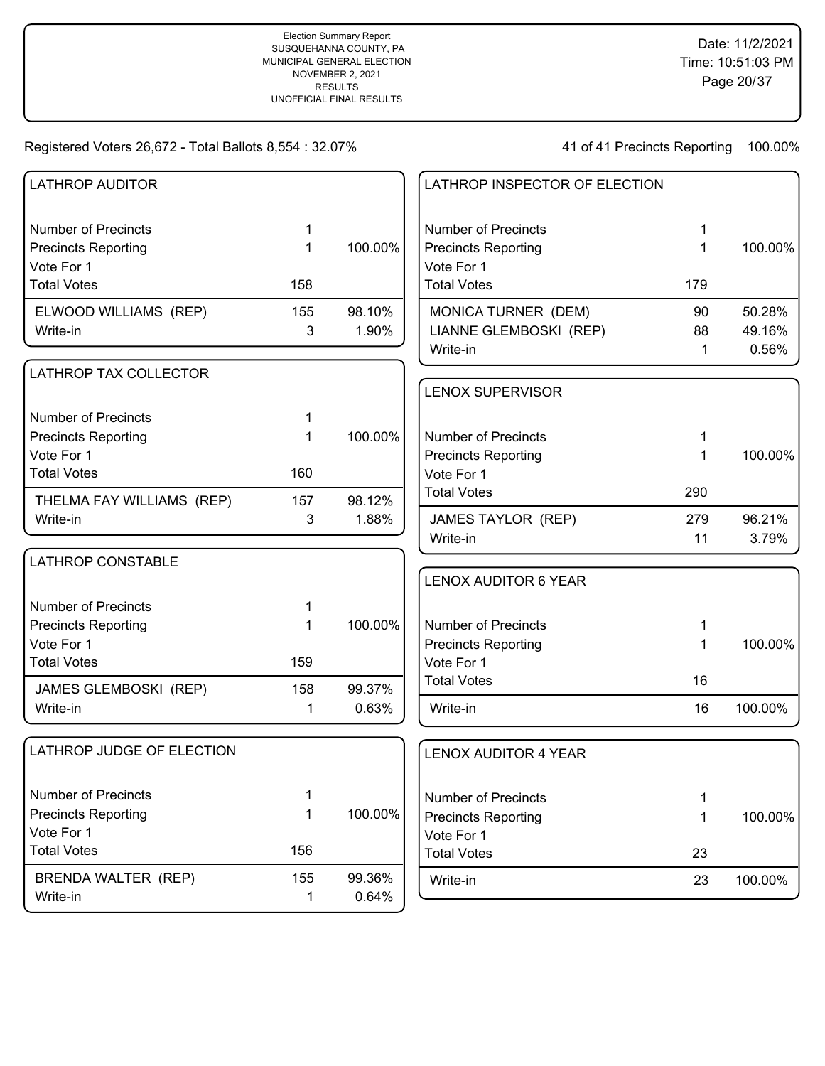Election Summary Report
SUSQUEHANNA COUNTY, PA
MUNICIPAL GENERAL ELECTION
NOVEMBER 2, 2021
RESULTS
UNOFFICIAL FINAL RESULTS

Date: 11/2/2021
Time: 10:51:03 PM

Registered Voters 26,672 - Total Ballots 8,554 : 32.07%

41 of 41 Precincts Reporting 100.00%

## LATHROP AUDITOR

| | | |
|---|---|---|
| Number of Precincts | 1 | |
| Precincts Reporting | 1 | 100.00% |
| Vote For 1 | | |
| Total Votes | 158 | |
| ELWOOD WILLIAMS (REP) | 155 | 98.10% |
| Write-in | 3 | 1.90% |

## LATHROP TAX COLLECTOR

| | | |
|---|---|---|
| Number of Precincts | 1 | |
| Precincts Reporting | 1 | 100.00% |
| Vote For 1 | | |
| Total Votes | 160 | |
| THELMA FAY WILLIAMS (REP) | 157 | 98.12% |
| Write-in | 3 | 1.88% |

## LATHROP CONSTABLE

| | | |
|---|---|---|
| Number of Precincts | 1 | |
| Precincts Reporting | 1 | 100.00% |
| Vote For 1 | | |
| Total Votes | 159 | |
| JAMES GLEMBOSKI (REP) | 158 | 99.37% |
| Write-in | 1 | 0.63% |

## LATHROP JUDGE OF ELECTION

| | | |
|---|---|---|
| Number of Precincts | 1 | |
| Precincts Reporting | 1 | 100.00% |
| Vote For 1 | | |
| Total Votes | 156 | |
| BRENDA WALTER (REP) | 155 | 99.36% |
| Write-in | 1 | 0.64% |

## LATHROP INSPECTOR OF ELECTION

| | | |
|---|---|---|
| Number of Precincts | 1 | |
| Precincts Reporting | 1 | 100.00% |
| Vote For 1 | | |
| Total Votes | 179 | |
| MONICA TURNER (DEM) | 90 | 50.28% |
| LIANNE GLEMBOSKI (REP) | 88 | 49.16% |
| Write-in | 1 | 0.56% |

## LENOX SUPERVISOR

| | | |
|---|---|---|
| Number of Precincts | 1 | |
| Precincts Reporting | 1 | 100.00% |
| Vote For 1 | | |
| Total Votes | 290 | |
| JAMES TAYLOR (REP) | 279 | 96.21% |
| Write-in | 11 | 3.79% |

## LENOX AUDITOR 6 YEAR

| | | |
|---|---|---|
| Number of Precincts | 1 | |
| Precincts Reporting | 1 | 100.00% |
| Vote For 1 | | |
| Total Votes | 16 | |
| Write-in | 16 | 100.00% |

## LENOX AUDITOR 4 YEAR

| | | |
|---|---|---|
| Number of Precincts | 1 | |
| Precincts Reporting | 1 | 100.00% |
| Vote For 1 | | |
| Total Votes | 23 | |
| Write-in | 23 | 100.00% |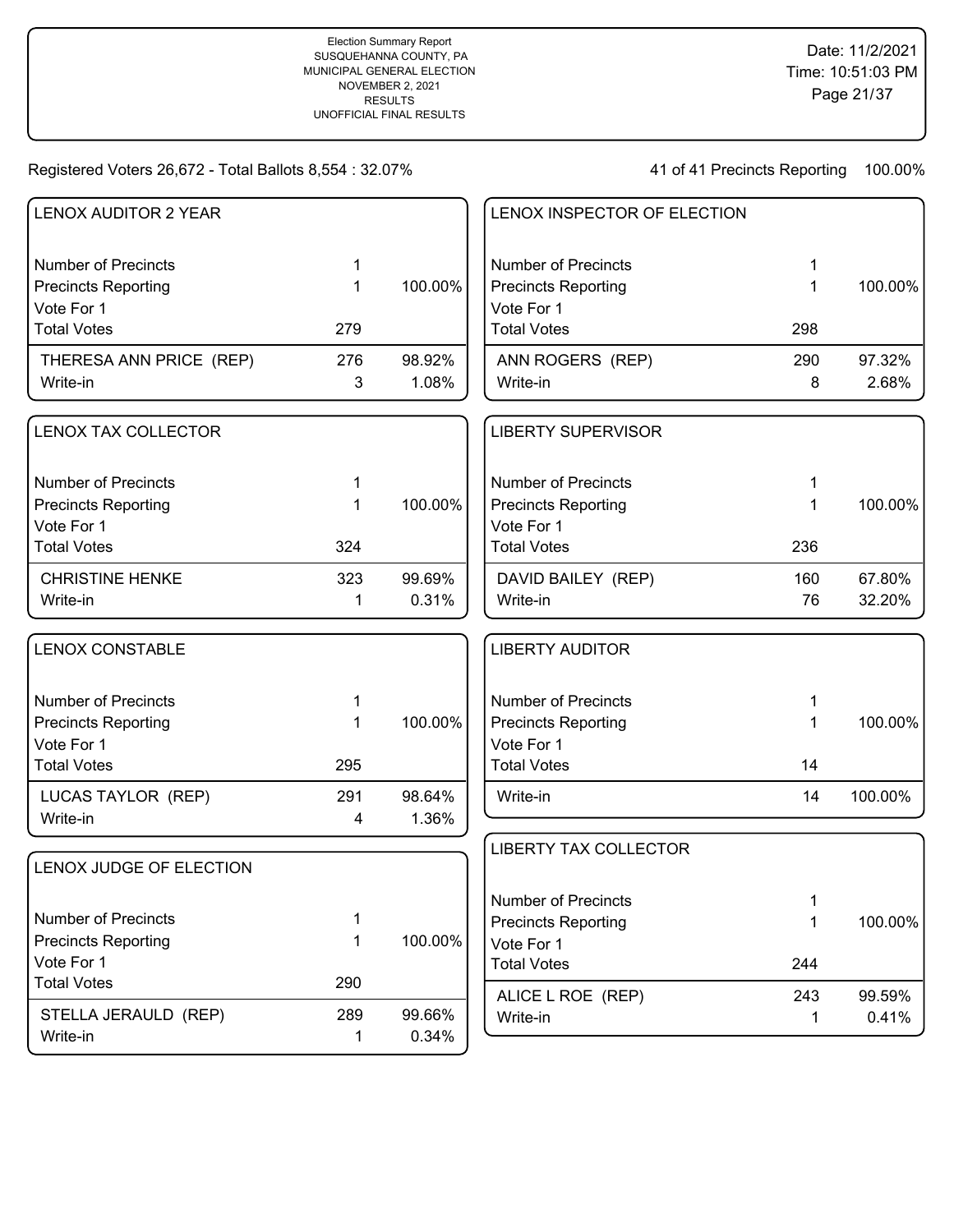Election Summary Report
SUSQUEHANNA COUNTY, PA
MUNICIPAL GENERAL ELECTION
NOVEMBER 2, 2021
RESULTS
UNOFFICIAL FINAL RESULTS

Date: 11/2/2021
Time: 10:51:03 PM

Registered Voters 26,672 - Total Ballots 8,554 : 32.07%

41 of 41 Precincts Reporting 100.00%

## LENOX AUDITOR 2 YEAR

| | | |
|---|---|---|
| Number of Precincts | 1 | |
| Precincts Reporting | 1 | 100.00% |
| Vote For 1 | | |
| Total Votes | 279 | |
| THERESA ANN PRICE (REP) | 276 | 98.92% |
| Write-in | 3 | 1.08% |

## LENOX TAX COLLECTOR

| | | |
|---|---|---|
| Number of Precincts | 1 | |
| Precincts Reporting | 1 | 100.00% |
| Vote For 1 | | |
| Total Votes | 324 | |
| CHRISTINE HENKE | 323 | 99.69% |
| Write-in | 1 | 0.31% |

## LENOX CONSTABLE

| | | |
|---|---|---|
| Number of Precincts | 1 | |
| Precincts Reporting | 1 | 100.00% |
| Vote For 1 | | |
| Total Votes | 295 | |
| LUCAS TAYLOR (REP) | 291 | 98.64% |
| Write-in | 4 | 1.36% |

## LENOX JUDGE OF ELECTION

| | | |
|---|---|---|
| Number of Precincts | 1 | |
| Precincts Reporting | 1 | 100.00% |
| Vote For 1 | | |
| Total Votes | 290 | |
| STELLA JERAULD (REP) | 289 | 99.66% |
| Write-in | 1 | 0.34% |

## LENOX INSPECTOR OF ELECTION

| | | |
|---|---|---|
| Number of Precincts | 1 | |
| Precincts Reporting | 1 | 100.00% |
| Vote For 1 | | |
| Total Votes | 298 | |
| ANN ROGERS (REP) | 290 | 97.32% |
| Write-in | 8 | 2.68% |

## LIBERTY SUPERVISOR

| | | |
|---|---|---|
| Number of Precincts | 1 | |
| Precincts Reporting | 1 | 100.00% |
| Vote For 1 | | |
| Total Votes | 236 | |
| DAVID BAILEY (REP) | 160 | 67.80% |
| Write-in | 76 | 32.20% |

## LIBERTY AUDITOR

| | | |
|---|---|---|
| Number of Precincts | 1 | |
| Precincts Reporting | 1 | 100.00% |
| Vote For 1 | | |
| Total Votes | 14 | |
| Write-in | 14 | 100.00% |

## LIBERTY TAX COLLECTOR

| | | |
|---|---|---|
| Number of Precincts | 1 | |
| Precincts Reporting | 1 | 100.00% |
| Vote For 1 | | |
| Total Votes | 244 | |
| ALICE L ROE (REP) | 243 | 99.59% |
| Write-in | 1 | 0.41% |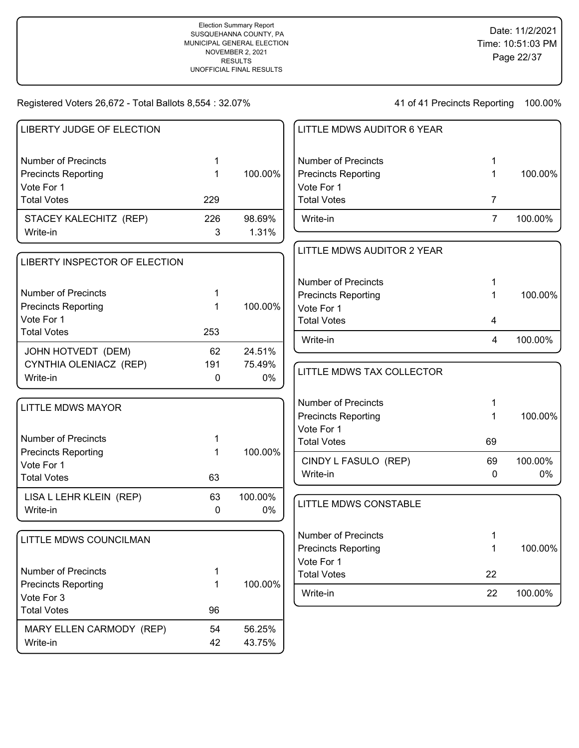Election Summary Report
SUSQUEHANNA COUNTY, PA
MUNICIPAL GENERAL ELECTION
NOVEMBER 2, 2021
RESULTS
UNOFFICIAL FINAL RESULTS

Date: 11/2/2021
Time: 10:51:03 PM

Registered Voters 26,672 - Total Ballots 8,554 : 32.07%

41 of 41 Precincts Reporting 100.00%

## LIBERTY JUDGE OF ELECTION

| | | |
|---|---|---|
| Number of Precincts | 1 | |
| Precincts Reporting | 1 | 100.00% |
| Vote For 1 | | |
| Total Votes | 229 | |
| STACEY KALECHITZ (REP) | 226 | 98.69% |
| Write-in | 3 | 1.31% |

## LIBERTY INSPECTOR OF ELECTION

| | | |
|---|---|---|
| Number of Precincts | 1 | |
| Precincts Reporting | 1 | 100.00% |
| Vote For 1 | | |
| Total Votes | 253 | |
| JOHN HOTVEDT (DEM) | 62 | 24.51% |
| CYNTHIA OLENIACZ (REP) | 191 | 75.49% |
| Write-in | 0 | 0% |

## LITTLE MDWS MAYOR

| | | |
|---|---|---|
| Number of Precincts | 1 | |
| Precincts Reporting | 1 | 100.00% |
| Vote For 1 | | |
| Total Votes | 63 | |
| LISA L LEHR KLEIN (REP) | 63 | 100.00% |
| Write-in | 0 | 0% |

## LITTLE MDWS COUNCILMAN

| | | |
|---|---|---|
| Number of Precincts | 1 | |
| Precincts Reporting | 1 | 100.00% |
| Vote For 3 | | |
| Total Votes | 96 | |
| MARY ELLEN CARMODY (REP) | 54 | 56.25% |
| Write-in | 42 | 43.75% |

## LITTLE MDWS AUDITOR 6 YEAR

| | | |
|---|---|---|
| Number of Precincts | 1 | |
| Precincts Reporting | 1 | 100.00% |
| Vote For 1 | | |
| Total Votes | 7 | |
| Write-in | 7 | 100.00% |

## LITTLE MDWS AUDITOR 2 YEAR

| | | |
|---|---|---|
| Number of Precincts | 1 | |
| Precincts Reporting | 1 | 100.00% |
| Vote For 1 | | |
| Total Votes | 4 | |
| Write-in | 4 | 100.00% |

## LITTLE MDWS TAX COLLECTOR

| | | |
|---|---|---|
| Number of Precincts | 1 | |
| Precincts Reporting | 1 | 100.00% |
| Vote For 1 | | |
| Total Votes | 69 | |
| CINDY L FASULO (REP) | 69 | 100.00% |
| Write-in | 0 | 0% |

## LITTLE MDWS CONSTABLE

| | | |
|---|---|---|
| Number of Precincts | 1 | |
| Precincts Reporting | 1 | 100.00% |
| Vote For 1 | | |
| Total Votes | 22 | |
| Write-in | 22 | 100.00% |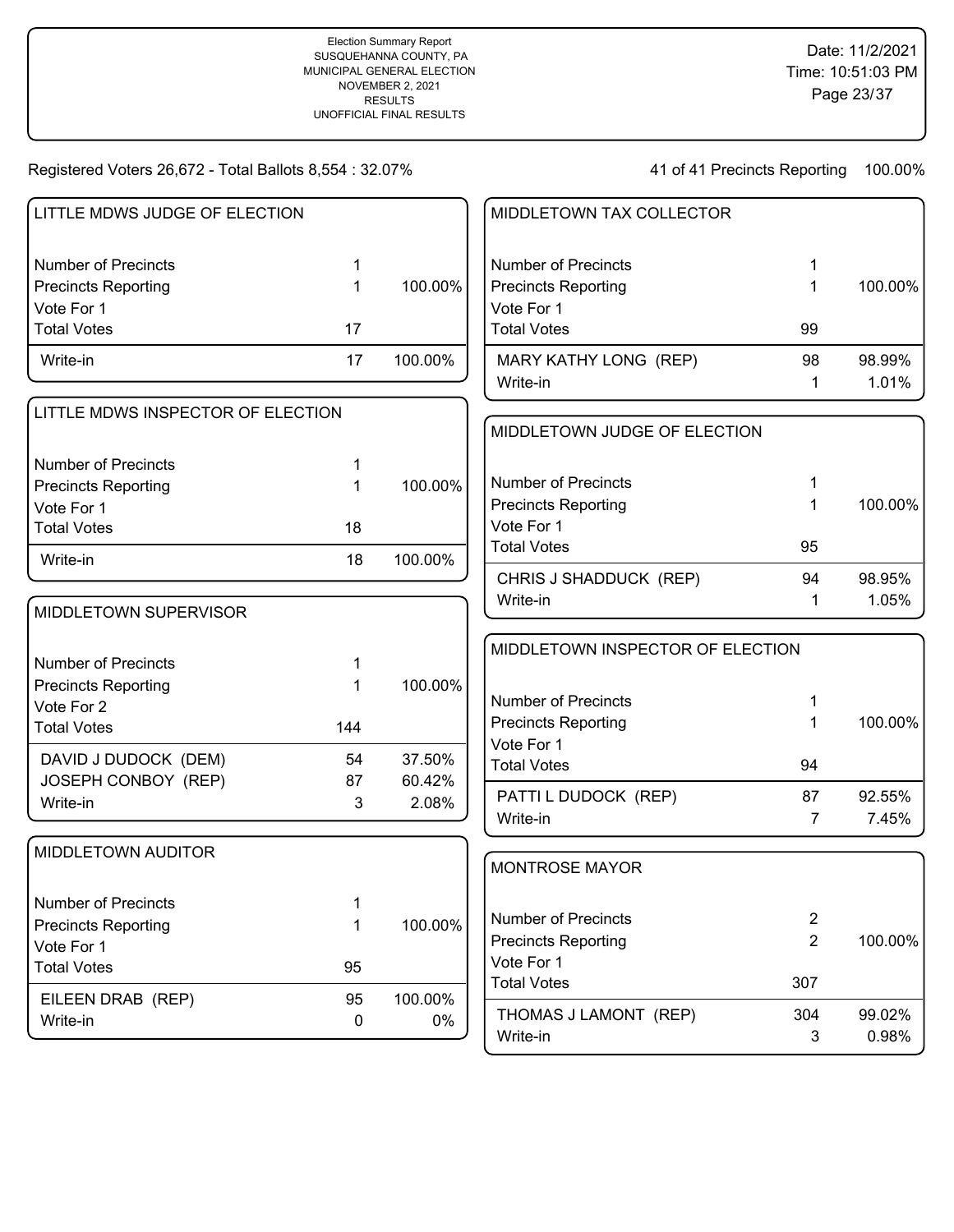Election Summary Report
SUSQUEHANNA COUNTY, PA
MUNICIPAL GENERAL ELECTION
NOVEMBER 2, 2021
RESULTS
UNOFFICIAL FINAL RESULTS

Date: 11/2/2021
Time: 10:51:03 PM

Registered Voters 26,672 - Total Ballots 8,554 : 32.07%

41 of 41 Precincts Reporting 100.00%

## LITTLE MDWS JUDGE OF ELECTION

| | | |
|---|---|---|
| Number of Precincts | 1 | |
| Precincts Reporting | 1 | 100.00% |
| Vote For 1 | | |
| Total Votes | 17 | |
| Write-in | 17 | 100.00% |

## LITTLE MDWS INSPECTOR OF ELECTION

| | | |
|---|---|---|
| Number of Precincts | 1 | |
| Precincts Reporting | 1 | 100.00% |
| Vote For 1 | | |
| Total Votes | 18 | |
| Write-in | 18 | 100.00% |

## MIDDLETOWN SUPERVISOR

| | | |
|---|---|---|
| Number of Precincts | 1 | |
| Precincts Reporting | 1 | 100.00% |
| Vote For 2 | | |
| Total Votes | 144 | |
| DAVID J DUDOCK (DEM) | 54 | 37.50% |
| JOSEPH CONBOY (REP) | 87 | 60.42% |
| Write-in | 3 | 2.08% |

## MIDDLETOWN AUDITOR

| | | |
|---|---|---|
| Number of Precincts | 1 | |
| Precincts Reporting | 1 | 100.00% |
| Vote For 1 | | |
| Total Votes | 95 | |
| EILEEN DRAB (REP) | 95 | 100.00% |
| Write-in | 0 | 0% |

## MIDDLETOWN TAX COLLECTOR

| | | |
|---|---|---|
| Number of Precincts | 1 | |
| Precincts Reporting | 1 | 100.00% |
| Vote For 1 | | |
| Total Votes | 99 | |
| MARY KATHY LONG (REP) | 98 | 98.99% |
| Write-in | 1 | 1.01% |

## MIDDLETOWN JUDGE OF ELECTION

| | | |
|---|---|---|
| Number of Precincts | 1 | |
| Precincts Reporting | 1 | 100.00% |
| Vote For 1 | | |
| Total Votes | 95 | |
| CHRIS J SHADDUCK (REP) | 94 | 98.95% |
| Write-in | 1 | 1.05% |

## MIDDLETOWN INSPECTOR OF ELECTION

| | | |
|---|---|---|
| Number of Precincts | 1 | |
| Precincts Reporting | 1 | 100.00% |
| Vote For 1 | | |
| Total Votes | 94 | |
| PATTI L DUDOCK (REP) | 87 | 92.55% |
| Write-in | 7 | 7.45% |

## MONTROSE MAYOR

| | | |
|---|---|---|
| Number of Precincts | 2 | |
| Precincts Reporting | 2 | 100.00% |
| Vote For 1 | | |
| Total Votes | 307 | |
| THOMAS J LAMONT (REP) | 304 | 99.02% |
| Write-in | 3 | 0.98% |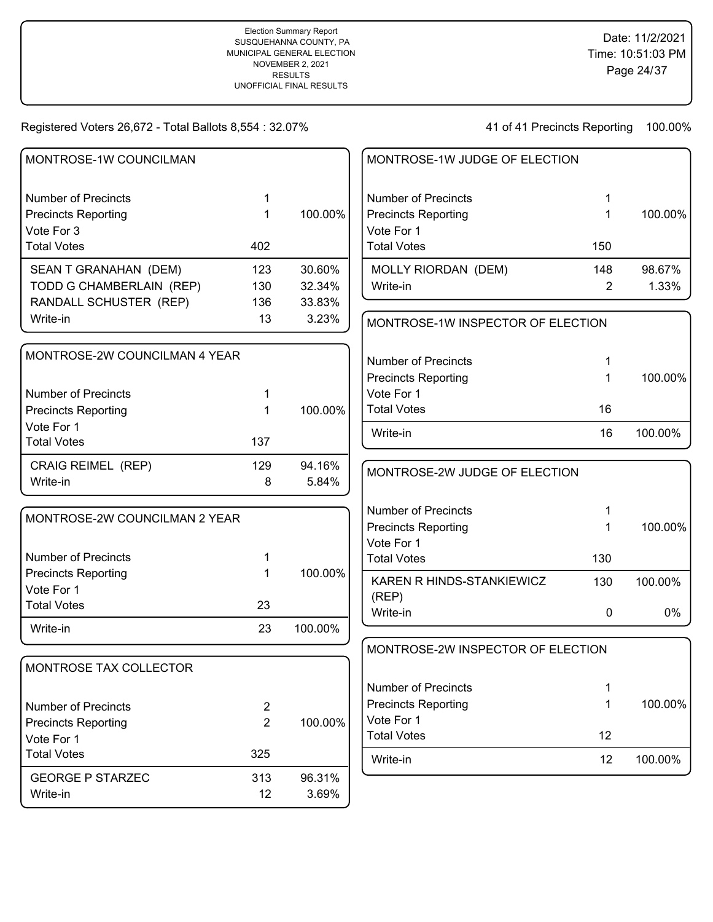Election Summary Report
SUSQUEHANNA COUNTY, PA
MUNICIPAL GENERAL ELECTION
NOVEMBER 2, 2021
RESULTS
UNOFFICIAL FINAL RESULTS

Date: 11/2/2021
Time: 10:51:03 PM

Registered Voters 26,672 - Total Ballots 8,554 : 32.07%

41 of 41 Precincts Reporting 100.00%

## MONTROSE-1W COUNCILMAN

| | | |
|---|---|---|
| Number of Precincts | 1 | |
| Precincts Reporting | 1 | 100.00% |
| Vote For 3 | | |
| Total Votes | 402 | |
| SEAN T GRANAHAN (DEM) | 123 | 30.60% |
| TODD G CHAMBERLAIN (REP) | 130 | 32.34% |
| RANDALL SCHUSTER (REP) | 136 | 33.83% |
| Write-in | 13 | 3.23% |

## MONTROSE-2W COUNCILMAN 4 YEAR

| | | |
|---|---|---|
| Number of Precincts | 1 | |
| Precincts Reporting | 1 | 100.00% |
| Vote For 1 | | |
| Total Votes | 137 | |
| CRAIG REIMEL (REP) | 129 | 94.16% |
| Write-in | 8 | 5.84% |

## MONTROSE-2W COUNCILMAN 2 YEAR

| | | |
|---|---|---|
| Number of Precincts | 1 | |
| Precincts Reporting | 1 | 100.00% |
| Vote For 1 | | |
| Total Votes | 23 | |
| Write-in | 23 | 100.00% |

## MONTROSE TAX COLLECTOR

| | | |
|---|---|---|
| Number of Precincts | 2 | |
| Precincts Reporting | 2 | 100.00% |
| Vote For 1 | | |
| Total Votes | 325 | |
| GEORGE P STARZEC | 313 | 96.31% |
| Write-in | 12 | 3.69% |

## MONTROSE-1W JUDGE OF ELECTION

| | | |
|---|---|---|
| Number of Precincts | 1 | |
| Precincts Reporting | 1 | 100.00% |
| Vote For 1 | | |
| Total Votes | 150 | |
| MOLLY RIORDAN (DEM) | 148 | 98.67% |
| Write-in | 2 | 1.33% |

## MONTROSE-1W INSPECTOR OF ELECTION

| | | |
|---|---|---|
| Number of Precincts | 1 | |
| Precincts Reporting | 1 | 100.00% |
| Vote For 1 | | |
| Total Votes | 16 | |
| Write-in | 16 | 100.00% |

## MONTROSE-2W JUDGE OF ELECTION

| | | |
|---|---|---|
| Number of Precincts | 1 | |
| Precincts Reporting | 1 | 100.00% |
| Vote For 1 | | |
| Total Votes | 130 | |
| KAREN R HINDS-STANKIEWICZ (REP) | 130 | 100.00% |
| Write-in | 0 | 0% |

## MONTROSE-2W INSPECTOR OF ELECTION

| | | |
|---|---|---|
| Number of Precincts | 1 | |
| Precincts Reporting | 1 | 100.00% |
| Vote For 1 | | |
| Total Votes | 12 | |
| Write-in | 12 | 100.00% |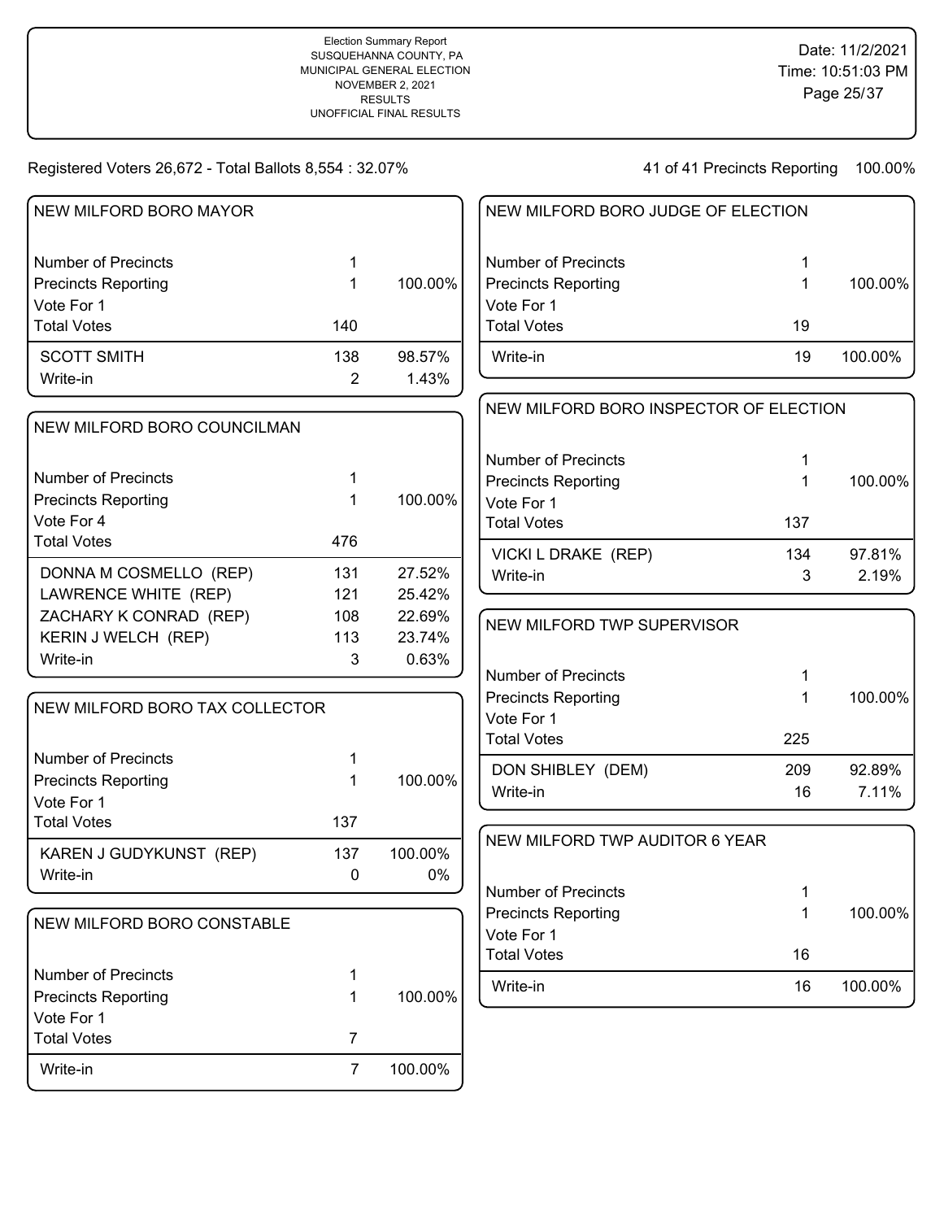Election Summary Report
SUSQUEHANNA COUNTY, PA
MUNICIPAL GENERAL ELECTION
NOVEMBER 2, 2021
RESULTS
UNOFFICIAL FINAL RESULTS

Date: 11/2/2021
Time: 10:51:03 PM

Registered Voters 26,672 - Total Ballots 8,554 : 32.07%

41 of 41 Precincts Reporting 100.00%

## NEW MILFORD BORO MAYOR

| | | |
|---|---|---|
| Number of Precincts | 1 | |
| Precincts Reporting | 1 | 100.00% |
| Vote For 1 | | |
| Total Votes | 140 | |
| SCOTT SMITH | 138 | 98.57% |
| Write-in | 2 | 1.43% |

## NEW MILFORD BORO COUNCILMAN

| | | |
|---|---|---|
| Number of Precincts | 1 | |
| Precincts Reporting | 1 | 100.00% |
| Vote For 4 | | |
| Total Votes | 476 | |
| DONNA M COSMELLO (REP) | 131 | 27.52% |
| LAWRENCE WHITE (REP) | 121 | 25.42% |
| ZACHARY K CONRAD (REP) | 108 | 22.69% |
| KERIN J WELCH (REP) | 113 | 23.74% |
| Write-in | 3 | 0.63% |

## NEW MILFORD BORO TAX COLLECTOR

| | | |
|---|---|---|
| Number of Precincts | 1 | |
| Precincts Reporting | 1 | 100.00% |
| Vote For 1 | | |
| Total Votes | 137 | |
| KAREN J GUDYKUNST (REP) | 137 | 100.00% |
| Write-in | 0 | 0% |

## NEW MILFORD BORO CONSTABLE

| | | |
|---|---|---|
| Number of Precincts | 1 | |
| Precincts Reporting | 1 | 100.00% |
| Vote For 1 | | |
| Total Votes | 7 | |
| Write-in | 7 | 100.00% |

## NEW MILFORD BORO JUDGE OF ELECTION

| | | |
|---|---|---|
| Number of Precincts | 1 | |
| Precincts Reporting | 1 | 100.00% |
| Vote For 1 | | |
| Total Votes | 19 | |
| Write-in | 19 | 100.00% |

## NEW MILFORD BORO INSPECTOR OF ELECTION

| | | |
|---|---|---|
| Number of Precincts | 1 | |
| Precincts Reporting | 1 | 100.00% |
| Vote For 1 | | |
| Total Votes | 137 | |
| VICKI L DRAKE (REP) | 134 | 97.81% |
| Write-in | 3 | 2.19% |

## NEW MILFORD TWP SUPERVISOR

| | | |
|---|---|---|
| Number of Precincts | 1 | |
| Precincts Reporting | 1 | 100.00% |
| Vote For 1 | | |
| Total Votes | 225 | |
| DON SHIBLEY (DEM) | 209 | 92.89% |
| Write-in | 16 | 7.11% |

## NEW MILFORD TWP AUDITOR 6 YEAR

| | | |
|---|---|---|
| Number of Precincts | 1 | |
| Precincts Reporting | 1 | 100.00% |
| Vote For 1 | | |
| Total Votes | 16 | |
| Write-in | 16 | 100.00% |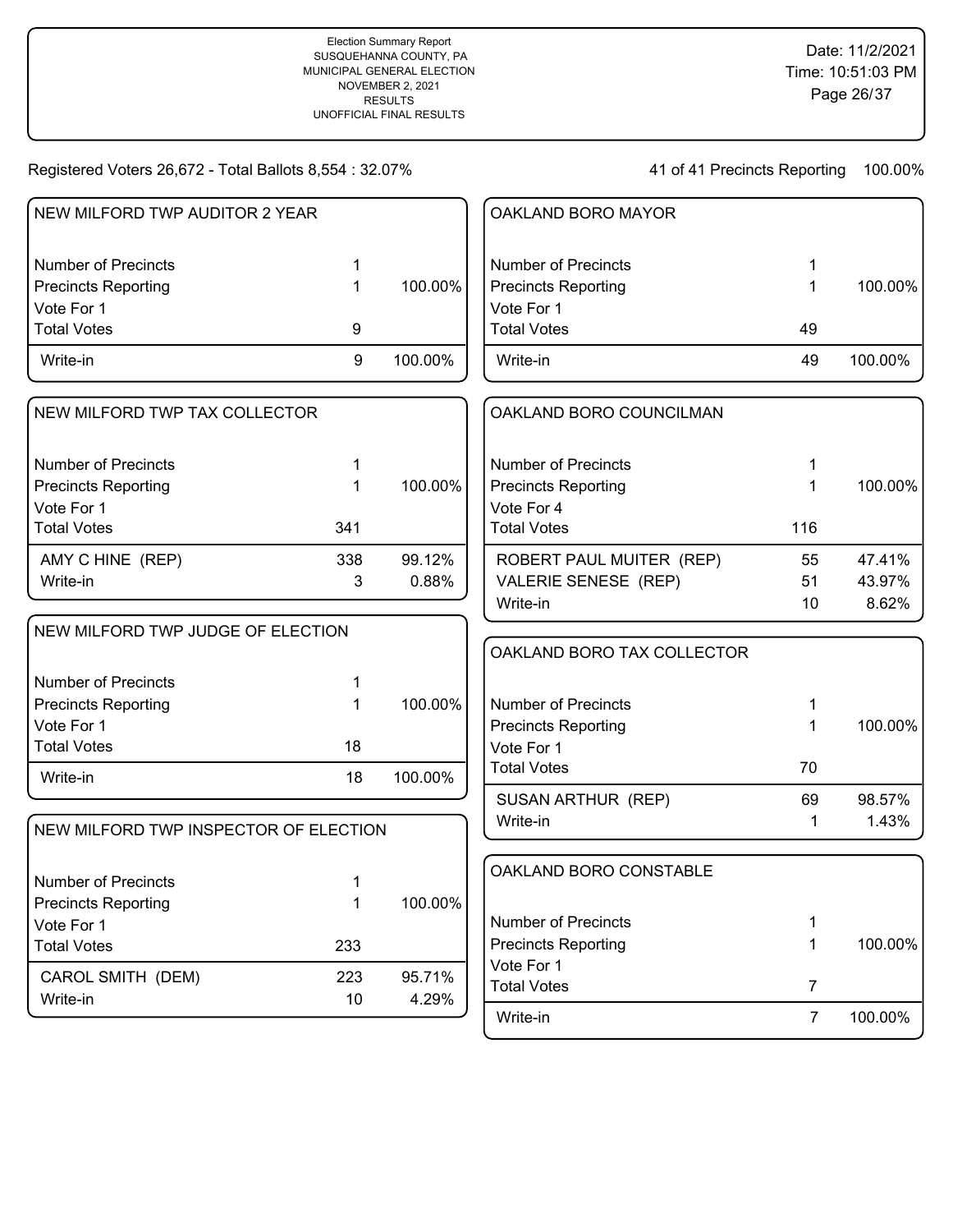Registered Voters 26,672 - Total Ballots 8,554 : 32.07%

41 of 41 Precincts Reporting 100.00%

## NEW MILFORD TWP AUDITOR 2 YEAR

| | | |
|---|---|---|
| Number of Precincts | 1 | |
| Precincts Reporting | 1 | 100.00% |
| Vote For 1 | | |
| Total Votes | 9 | |
| Write-in | 9 | 100.00% |

## NEW MILFORD TWP TAX COLLECTOR

| | | |
|---|---|---|
| Number of Precincts | 1 | |
| Precincts Reporting | 1 | 100.00% |
| Vote For 1 | | |
| Total Votes | 341 | |
| AMY C HINE (REP) | 338 | 99.12% |
| Write-in | 3 | 0.88% |

## NEW MILFORD TWP JUDGE OF ELECTION

| | | |
|---|---|---|
| Number of Precincts | 1 | |
| Precincts Reporting | 1 | 100.00% |
| Vote For 1 | | |
| Total Votes | 18 | |
| Write-in | 18 | 100.00% |

## NEW MILFORD TWP INSPECTOR OF ELECTION

| | | |
|---|---|---|
| Number of Precincts | 1 | |
| Precincts Reporting | 1 | 100.00% |
| Vote For 1 | | |
| Total Votes | 233 | |
| CAROL SMITH (DEM) | 223 | 95.71% |
| Write-in | 10 | 4.29% |

## OAKLAND BORO MAYOR

| | | |
|---|---|---|
| Number of Precincts | 1 | |
| Precincts Reporting | 1 | 100.00% |
| Vote For 1 | | |
| Total Votes | 49 | |
| Write-in | 49 | 100.00% |

## OAKLAND BORO COUNCILMAN

| | | |
|---|---|---|
| Number of Precincts | 1 | |
| Precincts Reporting | 1 | 100.00% |
| Vote For 4 | | |
| Total Votes | 116 | |
| ROBERT PAUL MUITER (REP) | 55 | 47.41% |
| VALERIE SENESE (REP) | 51 | 43.97% |
| Write-in | 10 | 8.62% |

## OAKLAND BORO TAX COLLECTOR

| | | |
|---|---|---|
| Number of Precincts | 1 | |
| Precincts Reporting | 1 | 100.00% |
| Vote For 1 | | |
| Total Votes | 70 | |
| SUSAN ARTHUR (REP) | 69 | 98.57% |
| Write-in | 1 | 1.43% |

## OAKLAND BORO CONSTABLE

| | | |
|---|---|---|
| Number of Precincts | 1 | |
| Precincts Reporting | 1 | 100.00% |
| Vote For 1 | | |
| Total Votes | 7 | |
| Write-in | 7 | 100.00% |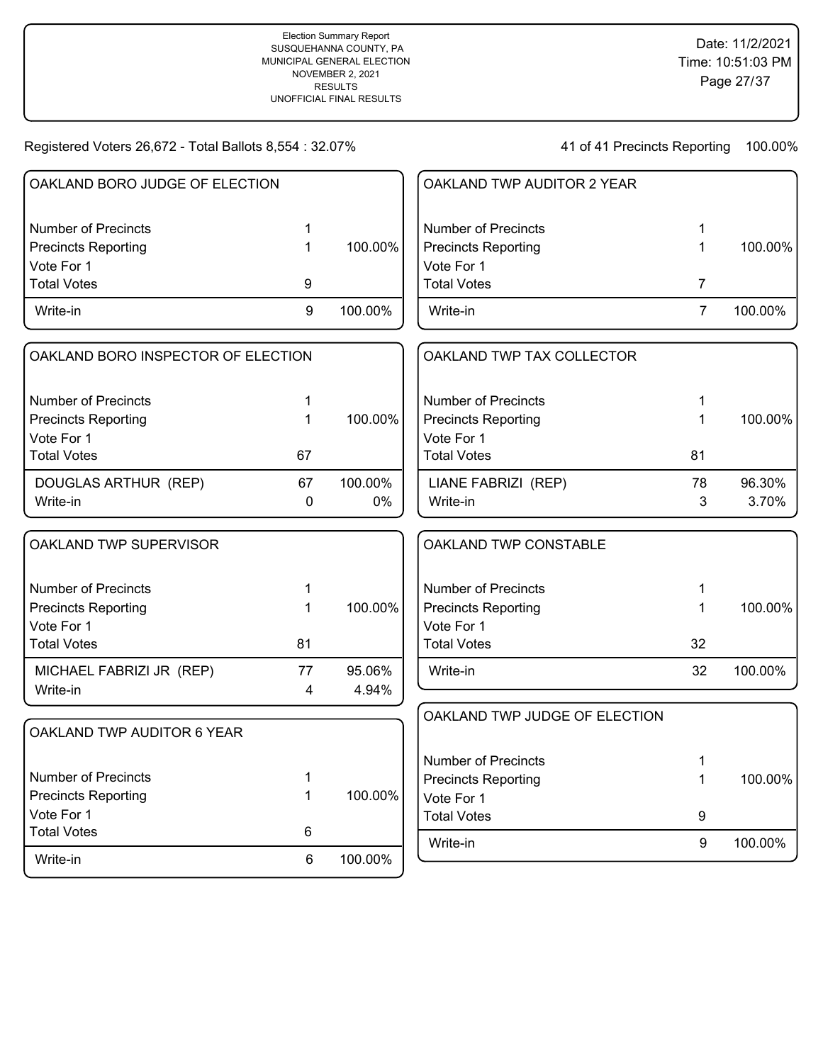Election Summary Report
SUSQUEHANNA COUNTY, PA
MUNICIPAL GENERAL ELECTION
NOVEMBER 2, 2021
RESULTS
UNOFFICIAL FINAL RESULTS

Date: 11/2/2021
Time: 10:51:03 PM

Registered Voters 26,672 - Total Ballots 8,554 : 32.07%

41 of 41 Precincts Reporting 100.00%

## OAKLAND BORO JUDGE OF ELECTION

| | | |
|---|---|---|
| Number of Precincts | 1 | |
| Precincts Reporting | 1 | 100.00% |
| Vote For 1 | | |
| Total Votes | 9 | |
| Write-in | 9 | 100.00% |

## OAKLAND BORO INSPECTOR OF ELECTION

| | | |
|---|---|---|
| Number of Precincts | 1 | |
| Precincts Reporting | 1 | 100.00% |
| Vote For 1 | | |
| Total Votes | 67 | |
| DOUGLAS ARTHUR (REP) | 67 | 100.00% |
| Write-in | 0 | 0% |

## OAKLAND TWP SUPERVISOR

| | | |
|---|---|---|
| Number of Precincts | 1 | |
| Precincts Reporting | 1 | 100.00% |
| Vote For 1 | | |
| Total Votes | 81 | |
| MICHAEL FABRIZI JR (REP) | 77 | 95.06% |
| Write-in | 4 | 4.94% |

## OAKLAND TWP AUDITOR 6 YEAR

| | | |
|---|---|---|
| Number of Precincts | 1 | |
| Precincts Reporting | 1 | 100.00% |
| Vote For 1 | | |
| Total Votes | 6 | |
| Write-in | 6 | 100.00% |

## OAKLAND TWP AUDITOR 2 YEAR

| | | |
|---|---|---|
| Number of Precincts | 1 | |
| Precincts Reporting | 1 | 100.00% |
| Vote For 1 | | |
| Total Votes | 7 | |
| Write-in | 7 | 100.00% |

## OAKLAND TWP TAX COLLECTOR

| | | |
|---|---|---|
| Number of Precincts | 1 | |
| Precincts Reporting | 1 | 100.00% |
| Vote For 1 | | |
| Total Votes | 81 | |
| LIANE FABRIZI (REP) | 78 | 96.30% |
| Write-in | 3 | 3.70% |

## OAKLAND TWP CONSTABLE

| | | |
|---|---|---|
| Number of Precincts | 1 | |
| Precincts Reporting | 1 | 100.00% |
| Vote For 1 | | |
| Total Votes | 32 | |
| Write-in | 32 | 100.00% |

## OAKLAND TWP JUDGE OF ELECTION

| | | |
|---|---|---|
| Number of Precincts | 1 | |
| Precincts Reporting | 1 | 100.00% |
| Vote For 1 | | |
| Total Votes | 9 | |
| Write-in | 9 | 100.00% |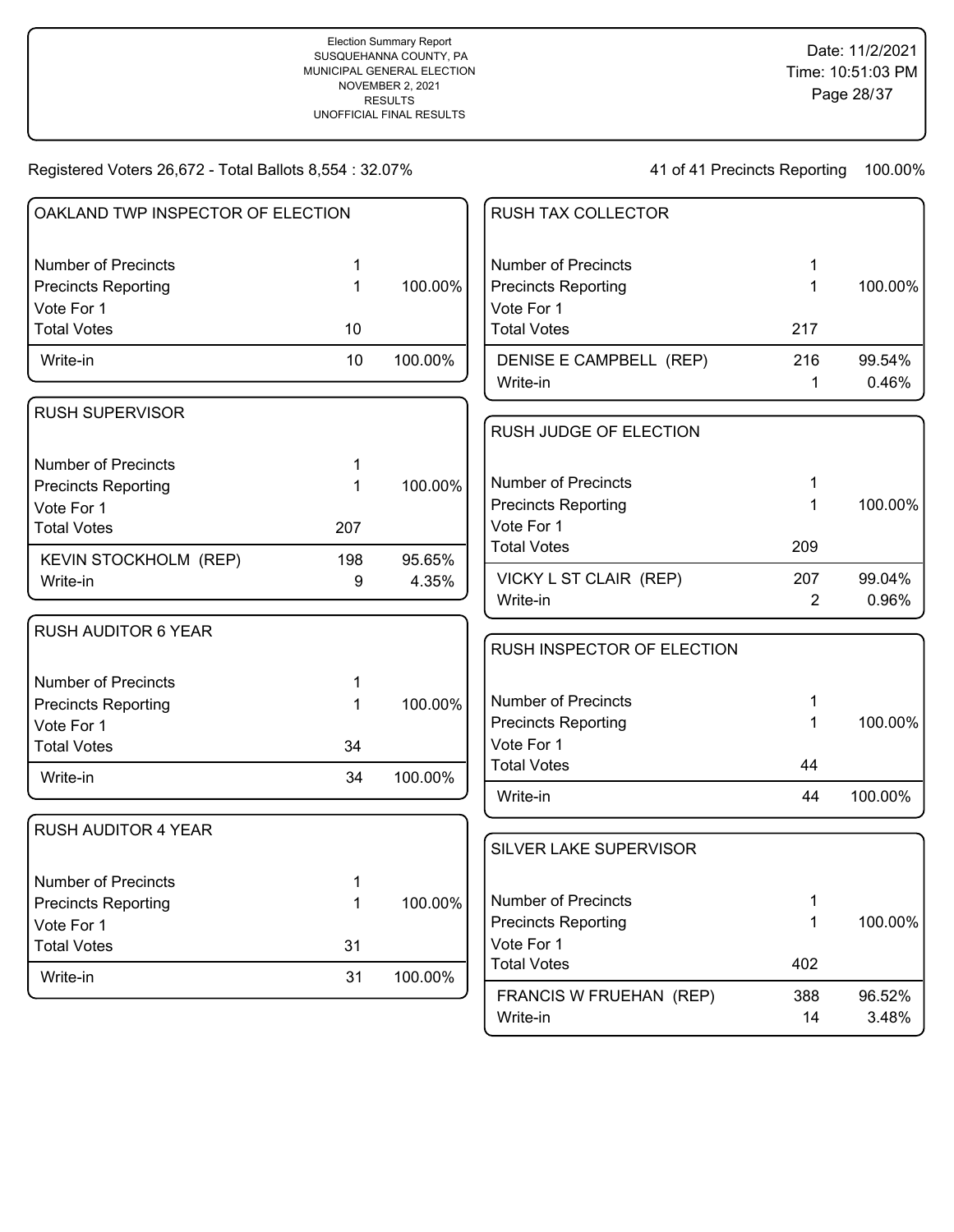Election Summary Report
SUSQUEHANNA COUNTY, PA
MUNICIPAL GENERAL ELECTION
NOVEMBER 2, 2021
RESULTS
UNOFFICIAL FINAL RESULTS

Date: 11/2/2021
Time: 10:51:03 PM

Registered Voters 26,672 - Total Ballots 8,554 : 32.07%

41 of 41 Precincts Reporting 100.00%

## OAKLAND TWP INSPECTOR OF ELECTION

| | | |
|---|---|---|
| Number of Precincts | 1 | |
| Precincts Reporting | 1 | 100.00% |
| Vote For 1 | | |
| Total Votes | 10 | |
| Write-in | 10 | 100.00% |

## RUSH SUPERVISOR

| | | |
|---|---|---|
| Number of Precincts | 1 | |
| Precincts Reporting | 1 | 100.00% |
| Vote For 1 | | |
| Total Votes | 207 | |
| KEVIN STOCKHOLM (REP) | 198 | 95.65% |
| Write-in | 9 | 4.35% |

## RUSH AUDITOR 6 YEAR

| | | |
|---|---|---|
| Number of Precincts | 1 | |
| Precincts Reporting | 1 | 100.00% |
| Vote For 1 | | |
| Total Votes | 34 | |
| Write-in | 34 | 100.00% |

## RUSH AUDITOR 4 YEAR

| | | |
|---|---|---|
| Number of Precincts | 1 | |
| Precincts Reporting | 1 | 100.00% |
| Vote For 1 | | |
| Total Votes | 31 | |
| Write-in | 31 | 100.00% |

## RUSH TAX COLLECTOR

| | | |
|---|---|---|
| Number of Precincts | 1 | |
| Precincts Reporting | 1 | 100.00% |
| Vote For 1 | | |
| Total Votes | 217 | |
| DENISE E CAMPBELL (REP) | 216 | 99.54% |
| Write-in | 1 | 0.46% |

## RUSH JUDGE OF ELECTION

| | | |
|---|---|---|
| Number of Precincts | 1 | |
| Precincts Reporting | 1 | 100.00% |
| Vote For 1 | | |
| Total Votes | 209 | |
| VICKY L ST CLAIR (REP) | 207 | 99.04% |
| Write-in | 2 | 0.96% |

## RUSH INSPECTOR OF ELECTION

| | | |
|---|---|---|
| Number of Precincts | 1 | |
| Precincts Reporting | 1 | 100.00% |
| Vote For 1 | | |
| Total Votes | 44 | |
| Write-in | 44 | 100.00% |

## SILVER LAKE SUPERVISOR

| | | |
|---|---|---|
| Number of Precincts | 1 | |
| Precincts Reporting | 1 | 100.00% |
| Vote For 1 | | |
| Total Votes | 402 | |
| FRANCIS W FRUEHAN (REP) | 388 | 96.52% |
| Write-in | 14 | 3.48% |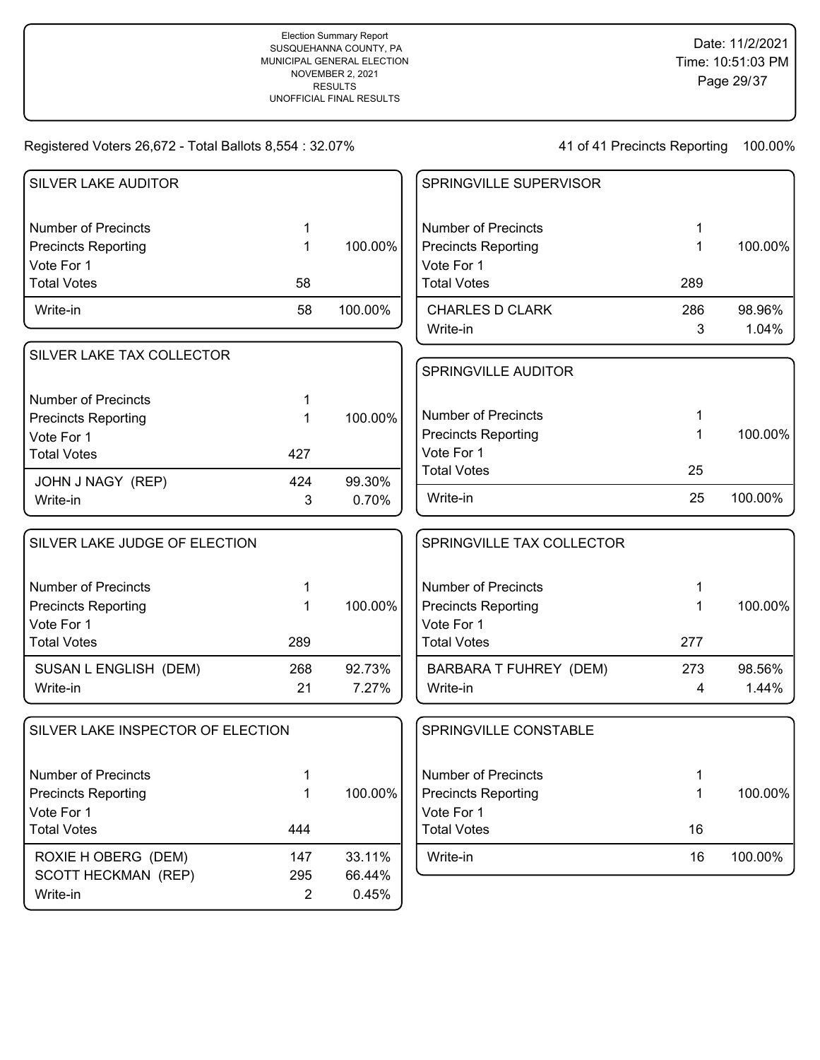Election Summary Report
SUSQUEHANNA COUNTY, PA
MUNICIPAL GENERAL ELECTION
NOVEMBER 2, 2021
RESULTS
UNOFFICIAL FINAL RESULTS

Date: 11/2/2021
Time: 10:51:03 PM

Registered Voters 26,672 - Total Ballots 8,554 : 32.07%

41 of 41 Precincts Reporting 100.00%

### SILVER LAKE AUDITOR

| | | |
|---|---|---|
| Number of Precincts | 1 | |
| Precincts Reporting | 1 | 100.00% |
| Vote For 1 | | |
| Total Votes | 58 | |
| Write-in | 58 | 100.00% |

### SILVER LAKE TAX COLLECTOR

| | | |
|---|---|---|
| Number of Precincts | 1 | |
| Precincts Reporting | 1 | 100.00% |
| Vote For 1 | | |
| Total Votes | 427 | |
| JOHN J NAGY (REP) | 424 | 99.30% |
| Write-in | 3 | 0.70% |

### SILVER LAKE JUDGE OF ELECTION

| | | |
|---|---|---|
| Number of Precincts | 1 | |
| Precincts Reporting | 1 | 100.00% |
| Vote For 1 | | |
| Total Votes | 289 | |
| SUSAN L ENGLISH (DEM) | 268 | 92.73% |
| Write-in | 21 | 7.27% |

### SILVER LAKE INSPECTOR OF ELECTION

| | | |
|---|---|---|
| Number of Precincts | 1 | |
| Precincts Reporting | 1 | 100.00% |
| Vote For 1 | | |
| Total Votes | 444 | |
| ROXIE H OBERG (DEM) | 147 | 33.11% |
| SCOTT HECKMAN (REP) | 295 | 66.44% |
| Write-in | 2 | 0.45% |

### SPRINGVILLE SUPERVISOR

| | | |
|---|---|---|
| Number of Precincts | 1 | |
| Precincts Reporting | 1 | 100.00% |
| Vote For 1 | | |
| Total Votes | 289 | |
| CHARLES D CLARK | 286 | 98.96% |
| Write-in | 3 | 1.04% |

### SPRINGVILLE AUDITOR

| | | |
|---|---|---|
| Number of Precincts | 1 | |
| Precincts Reporting | 1 | 100.00% |
| Vote For 1 | | |
| Total Votes | 25 | |
| Write-in | 25 | 100.00% |

### SPRINGVILLE TAX COLLECTOR

| | | |
|---|---|---|
| Number of Precincts | 1 | |
| Precincts Reporting | 1 | 100.00% |
| Vote For 1 | | |
| Total Votes | 277 | |
| BARBARA T FUHREY (DEM) | 273 | 98.56% |
| Write-in | 4 | 1.44% |

### SPRINGVILLE CONSTABLE

| | | |
|---|---|---|
| Number of Precincts | 1 | |
| Precincts Reporting | 1 | 100.00% |
| Vote For 1 | | |
| Total Votes | 16 | |
| Write-in | 16 | 100.00% |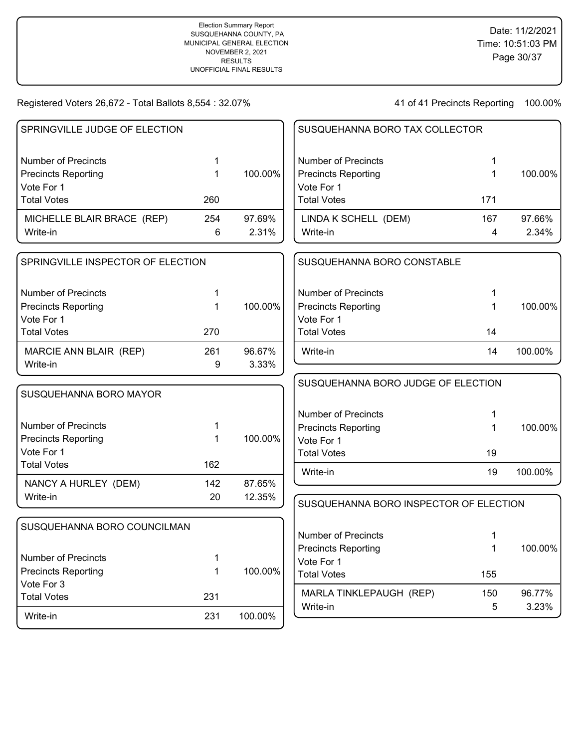Election Summary Report
SUSQUEHANNA COUNTY, PA
MUNICIPAL GENERAL ELECTION
NOVEMBER 2, 2021
RESULTS
UNOFFICIAL FINAL RESULTS

Date: 11/2/2021
Time: 10:51:03 PM

Registered Voters 26,672 - Total Ballots 8,554 : 32.07%

41 of 41 Precincts Reporting 100.00%

## SPRINGVILLE JUDGE OF ELECTION

| | | |
|---|---|---|
| Number of Precincts | 1 | |
| Precincts Reporting | 1 | 100.00% |
| Vote For 1 | | |
| Total Votes | 260 | |
| MICHELLE BLAIR BRACE (REP) | 254 | 97.69% |
| Write-in | 6 | 2.31% |

## SPRINGVILLE INSPECTOR OF ELECTION

| | | |
|---|---|---|
| Number of Precincts | 1 | |
| Precincts Reporting | 1 | 100.00% |
| Vote For 1 | | |
| Total Votes | 270 | |
| MARCIE ANN BLAIR (REP) | 261 | 96.67% |
| Write-in | 9 | 3.33% |

## SUSQUEHANNA BORO MAYOR

| | | |
|---|---|---|
| Number of Precincts | 1 | |
| Precincts Reporting | 1 | 100.00% |
| Vote For 1 | | |
| Total Votes | 162 | |
| NANCY A HURLEY (DEM) | 142 | 87.65% |
| Write-in | 20 | 12.35% |

## SUSQUEHANNA BORO COUNCILMAN

| | | |
|---|---|---|
| Number of Precincts | 1 | |
| Precincts Reporting | 1 | 100.00% |
| Vote For 3 | | |
| Total Votes | 231 | |
| Write-in | 231 | 100.00% |

## SUSQUEHANNA BORO TAX COLLECTOR

| | | |
|---|---|---|
| Number of Precincts | 1 | |
| Precincts Reporting | 1 | 100.00% |
| Vote For 1 | | |
| Total Votes | 171 | |
| LINDA K SCHELL (DEM) | 167 | 97.66% |
| Write-in | 4 | 2.34% |

## SUSQUEHANNA BORO CONSTABLE

| | | |
|---|---|---|
| Number of Precincts | 1 | |
| Precincts Reporting | 1 | 100.00% |
| Vote For 1 | | |
| Total Votes | 14 | |
| Write-in | 14 | 100.00% |

## SUSQUEHANNA BORO JUDGE OF ELECTION

| | | |
|---|---|---|
| Number of Precincts | 1 | |
| Precincts Reporting | 1 | 100.00% |
| Vote For 1 | | |
| Total Votes | 19 | |
| Write-in | 19 | 100.00% |

## SUSQUEHANNA BORO INSPECTOR OF ELECTION

| | | |
|---|---|---|
| Number of Precincts | 1 | |
| Precincts Reporting | 1 | 100.00% |
| Vote For 1 | | |
| Total Votes | 155 | |
| MARLA TINKLEPAUGH (REP) | 150 | 96.77% |
| Write-in | 5 | 3.23% |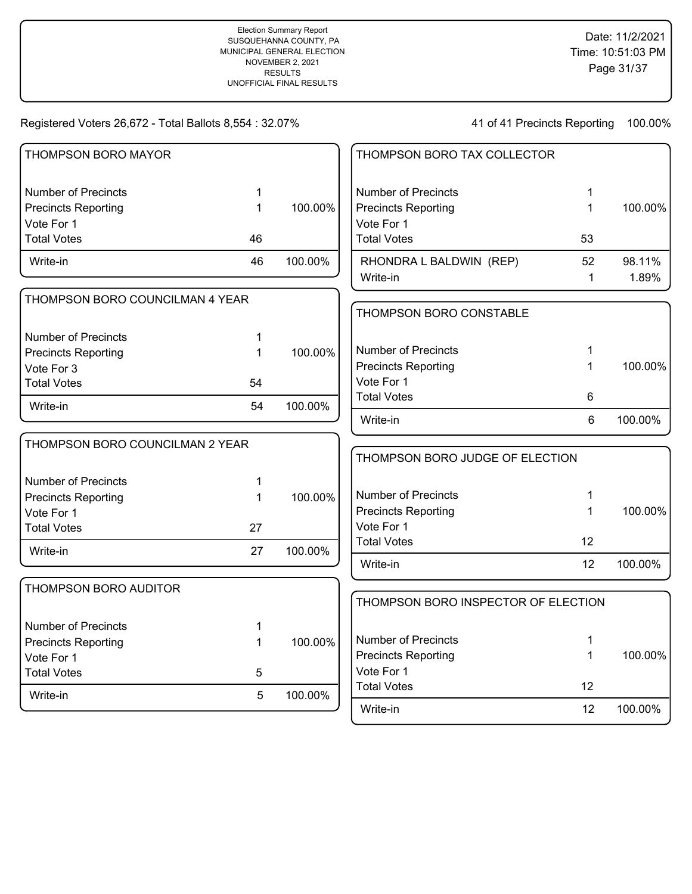Election Summary Report
SUSQUEHANNA COUNTY, PA
MUNICIPAL GENERAL ELECTION
NOVEMBER 2, 2021
RESULTS
UNOFFICIAL FINAL RESULTS

Date: 11/2/2021
Time: 10:51:03 PM

Registered Voters 26,672 - Total Ballots 8,554 : 32.07%

41 of 41 Precincts Reporting 100.00%

## THOMPSON BORO MAYOR

| | | |
|---|---|---|
| Number of Precincts | 1 | |
| Precincts Reporting | 1 | 100.00% |
| Vote For 1 | | |
| Total Votes | 46 | |
| Write-in | 46 | 100.00% |

## THOMPSON BORO COUNCILMAN 4 YEAR

| | | |
|---|---|---|
| Number of Precincts | 1 | |
| Precincts Reporting | 1 | 100.00% |
| Vote For 3 | | |
| Total Votes | 54 | |
| Write-in | 54 | 100.00% |

## THOMPSON BORO COUNCILMAN 2 YEAR

| | | |
|---|---|---|
| Number of Precincts | 1 | |
| Precincts Reporting | 1 | 100.00% |
| Vote For 1 | | |
| Total Votes | 27 | |
| Write-in | 27 | 100.00% |

## THOMPSON BORO AUDITOR

| | | |
|---|---|---|
| Number of Precincts | 1 | |
| Precincts Reporting | 1 | 100.00% |
| Vote For 1 | | |
| Total Votes | 5 | |
| Write-in | 5 | 100.00% |

## THOMPSON BORO TAX COLLECTOR

| | | |
|---|---|---|
| Number of Precincts | 1 | |
| Precincts Reporting | 1 | 100.00% |
| Vote For 1 | | |
| Total Votes | 53 | |
| RHONDRA L BALDWIN (REP) | 52 | 98.11% |
| Write-in | 1 | 1.89% |

## THOMPSON BORO CONSTABLE

| | | |
|---|---|---|
| Number of Precincts | 1 | |
| Precincts Reporting | 1 | 100.00% |
| Vote For 1 | | |
| Total Votes | 6 | |
| Write-in | 6 | 100.00% |

## THOMPSON BORO JUDGE OF ELECTION

| | | |
|---|---|---|
| Number of Precincts | 1 | |
| Precincts Reporting | 1 | 100.00% |
| Vote For 1 | | |
| Total Votes | 12 | |
| Write-in | 12 | 100.00% |

## THOMPSON BORO INSPECTOR OF ELECTION

| | | |
|---|---|---|
| Number of Precincts | 1 | |
| Precincts Reporting | 1 | 100.00% |
| Vote For 1 | | |
| Total Votes | 12 | |
| Write-in | 12 | 100.00% |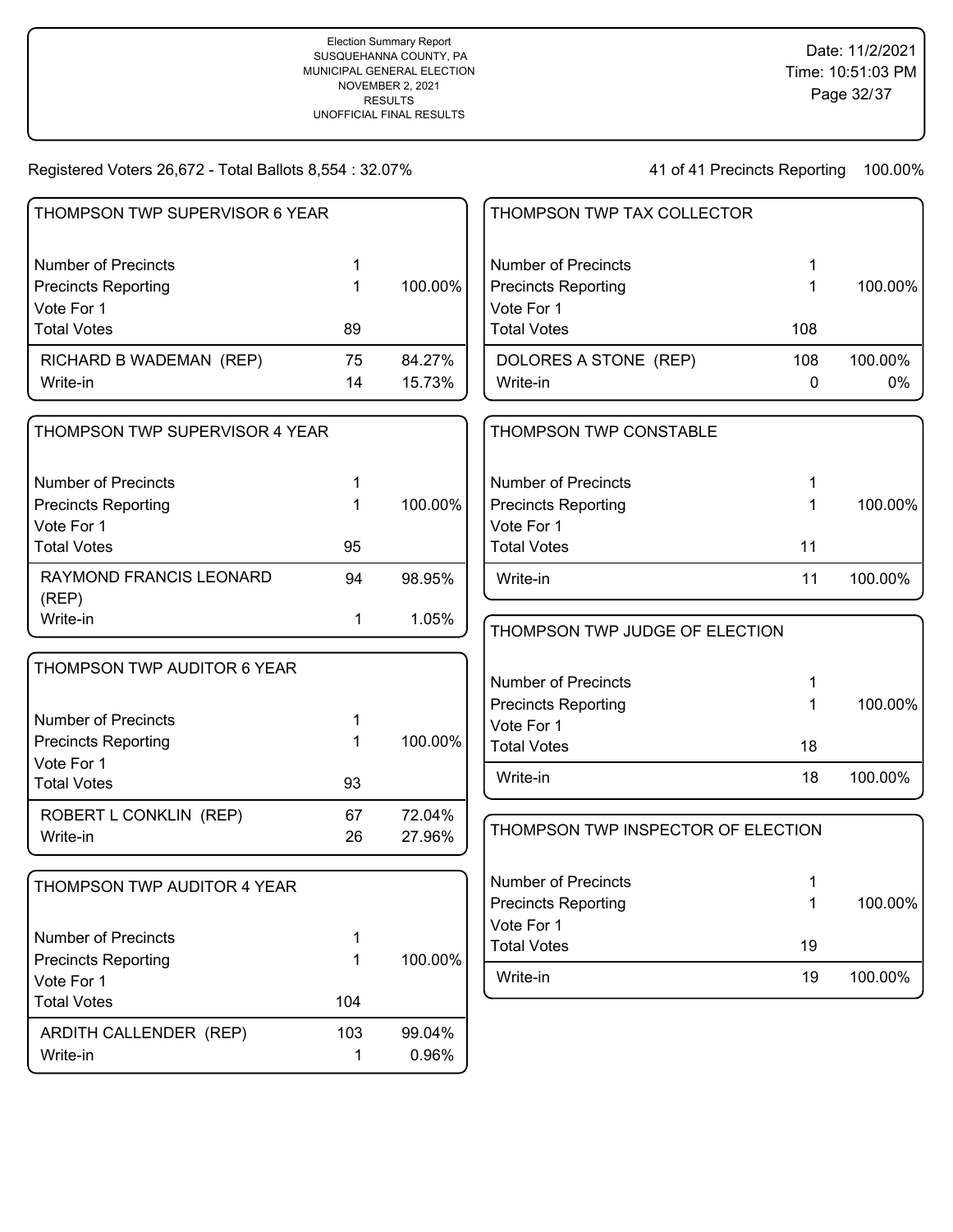Election Summary Report
SUSQUEHANNA COUNTY, PA
MUNICIPAL GENERAL ELECTION
NOVEMBER 2, 2021
RESULTS
UNOFFICIAL FINAL RESULTS

Date: 11/2/2021
Time: 10:51:03 PM

Registered Voters 26,672 - Total Ballots 8,554 : 32.07%

41 of 41 Precincts Reporting 100.00%

## THOMPSON TWP SUPERVISOR 6 YEAR

| | | |
|---|---|---|
| Number of Precincts | 1 | |
| Precincts Reporting | 1 | 100.00% |
| Vote For 1 | | |
| Total Votes | 89 | |
| RICHARD B WADEMAN (REP) | 75 | 84.27% |
| Write-in | 14 | 15.73% |

## THOMPSON TWP SUPERVISOR 4 YEAR

| | | |
|---|---|---|
| Number of Precincts | 1 | |
| Precincts Reporting | 1 | 100.00% |
| Vote For 1 | | |
| Total Votes | 95 | |
| RAYMOND FRANCIS LEONARD (REP) | 94 | 98.95% |
| Write-in | 1 | 1.05% |

## THOMPSON TWP AUDITOR 6 YEAR

| | | |
|---|---|---|
| Number of Precincts | 1 | |
| Precincts Reporting | 1 | 100.00% |
| Vote For 1 | | |
| Total Votes | 93 | |
| ROBERT L CONKLIN (REP) | 67 | 72.04% |
| Write-in | 26 | 27.96% |

## THOMPSON TWP AUDITOR 4 YEAR

| | | |
|---|---|---|
| Number of Precincts | 1 | |
| Precincts Reporting | 1 | 100.00% |
| Vote For 1 | | |
| Total Votes | 104 | |
| ARDITH CALLENDER (REP) | 103 | 99.04% |
| Write-in | 1 | 0.96% |

## THOMPSON TWP TAX COLLECTOR

| | | |
|---|---|---|
| Number of Precincts | 1 | |
| Precincts Reporting | 1 | 100.00% |
| Vote For 1 | | |
| Total Votes | 108 | |
| DOLORES A STONE (REP) | 108 | 100.00% |
| Write-in | 0 | 0% |

## THOMPSON TWP CONSTABLE

| | | |
|---|---|---|
| Number of Precincts | 1 | |
| Precincts Reporting | 1 | 100.00% |
| Vote For 1 | | |
| Total Votes | 11 | |
| Write-in | 11 | 100.00% |

## THOMPSON TWP JUDGE OF ELECTION

| | | |
|---|---|---|
| Number of Precincts | 1 | |
| Precincts Reporting | 1 | 100.00% |
| Vote For 1 | | |
| Total Votes | 18 | |
| Write-in | 18 | 100.00% |

## THOMPSON TWP INSPECTOR OF ELECTION

| | | |
|---|---|---|
| Number of Precincts | 1 | |
| Precincts Reporting | 1 | 100.00% |
| Vote For 1 | | |
| Total Votes | 19 | |
| Write-in | 19 | 100.00% |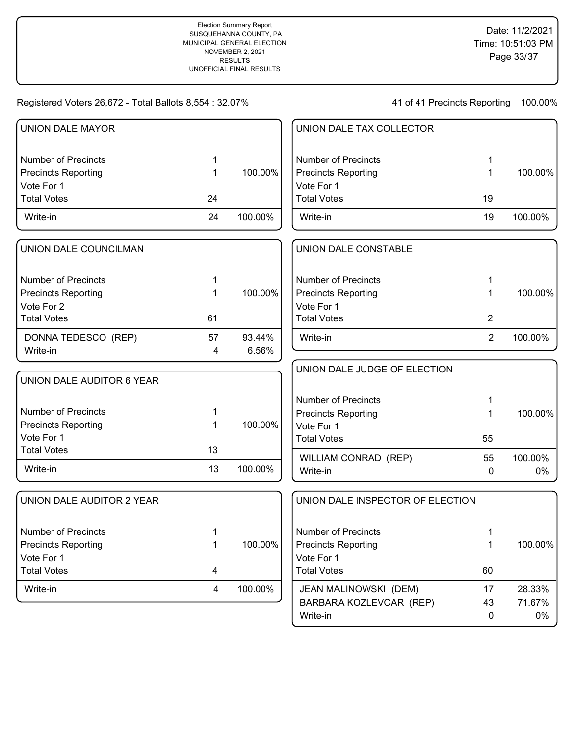Election Summary Report
SUSQUEHANNA COUNTY, PA
MUNICIPAL GENERAL ELECTION
NOVEMBER 2, 2021
RESULTS
UNOFFICIAL FINAL RESULTS

Date: 11/2/2021
Time: 10:51:03 PM

Registered Voters 26,672 - Total Ballots 8,554 : 32.07%

41 of 41 Precincts Reporting 100.00%

## UNION DALE MAYOR

| | | |
|---|---|---|
| Number of Precincts | 1 | |
| Precincts Reporting | 1 | 100.00% |
| Vote For 1 | | |
| Total Votes | 24 | |
| Write-in | 24 | 100.00% |

## UNION DALE COUNCILMAN

| | | |
|---|---|---|
| Number of Precincts | 1 | |
| Precincts Reporting | 1 | 100.00% |
| Vote For 2 | | |
| Total Votes | 61 | |
| DONNA TEDESCO (REP) | 57 | 93.44% |
| Write-in | 4 | 6.56% |

## UNION DALE AUDITOR 6 YEAR

| | | |
|---|---|---|
| Number of Precincts | 1 | |
| Precincts Reporting | 1 | 100.00% |
| Vote For 1 | | |
| Total Votes | 13 | |
| Write-in | 13 | 100.00% |

## UNION DALE AUDITOR 2 YEAR

| | | |
|---|---|---|
| Number of Precincts | 1 | |
| Precincts Reporting | 1 | 100.00% |
| Vote For 1 | | |
| Total Votes | 4 | |
| Write-in | 4 | 100.00% |

## UNION DALE TAX COLLECTOR

| | | |
|---|---|---|
| Number of Precincts | 1 | |
| Precincts Reporting | 1 | 100.00% |
| Vote For 1 | | |
| Total Votes | 19 | |
| Write-in | 19 | 100.00% |

## UNION DALE CONSTABLE

| | | |
|---|---|---|
| Number of Precincts | 1 | |
| Precincts Reporting | 1 | 100.00% |
| Vote For 1 | | |
| Total Votes | 2 | |
| Write-in | 2 | 100.00% |

## UNION DALE JUDGE OF ELECTION

| | | |
|---|---|---|
| Number of Precincts | 1 | |
| Precincts Reporting | 1 | 100.00% |
| Vote For 1 | | |
| Total Votes | 55 | |
| WILLIAM CONRAD (REP) | 55 | 100.00% |
| Write-in | 0 | 0% |

## UNION DALE INSPECTOR OF ELECTION

| | | |
|---|---|---|
| Number of Precincts | 1 | |
| Precincts Reporting | 1 | 100.00% |
| Vote For 1 | | |
| Total Votes | 60 | |
| JEAN MALINOWSKI (DEM) | 17 | 28.33% |
| BARBARA KOZLEVCAR (REP) | 43 | 71.67% |
| Write-in | 0 | 0% |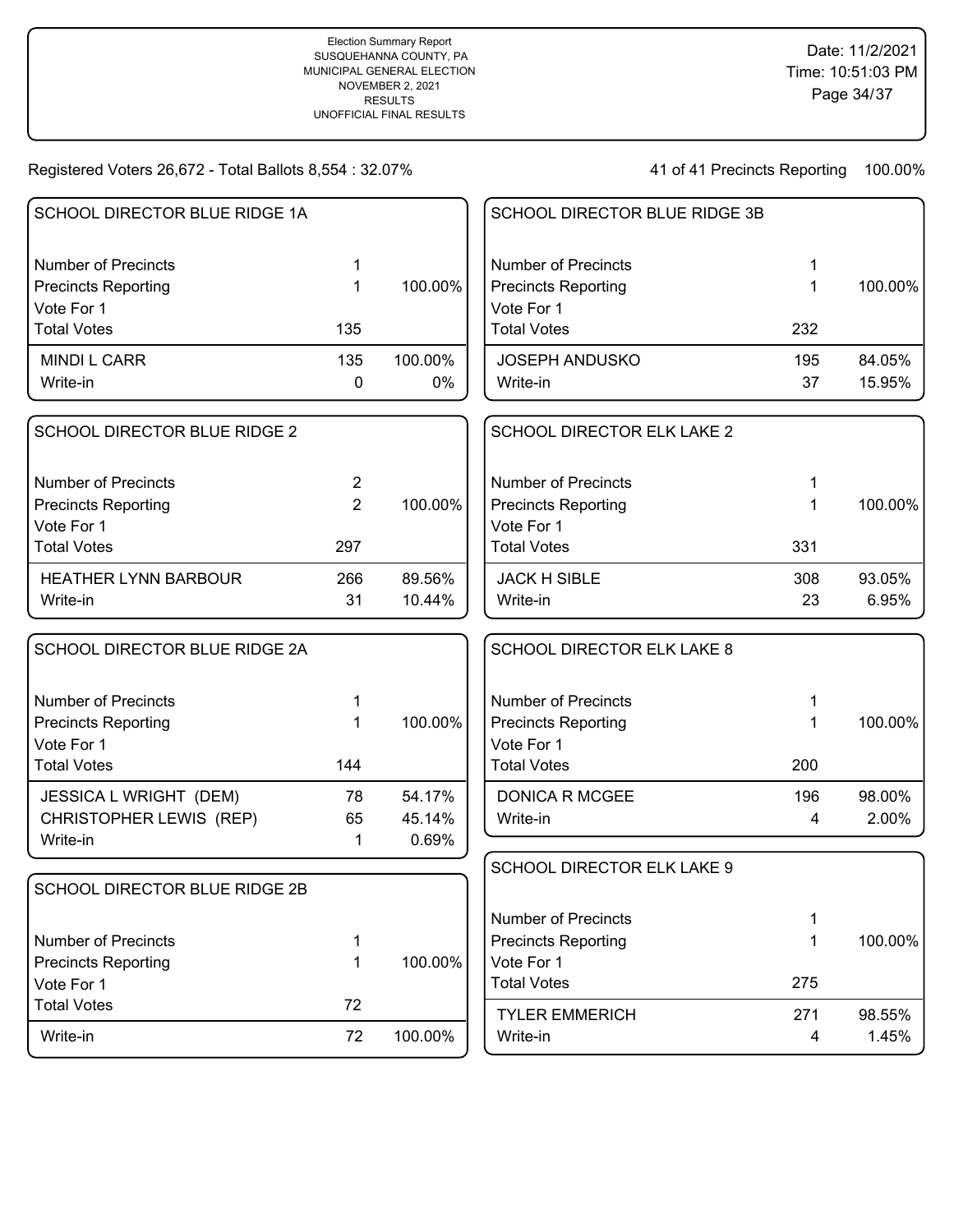Election Summary Report
SUSQUEHANNA COUNTY, PA
MUNICIPAL GENERAL ELECTION
NOVEMBER 2, 2021
RESULTS
UNOFFICIAL FINAL RESULTS

Date: 11/2/2021
Time: 10:51:03 PM

Registered Voters 26,672 - Total Ballots 8,554 : 32.07%

41 of 41 Precincts Reporting 100.00%

## SCHOOL DIRECTOR BLUE RIDGE 1A

| | | |
|---|---|---|
| Number of Precincts | 1 | |
| Precincts Reporting | 1 | 100.00% |
| Vote For 1 | | |
| Total Votes | 135 | |
| MINDI L CARR | 135 | 100.00% |
| Write-in | 0 | 0% |

## SCHOOL DIRECTOR BLUE RIDGE 2

| | | |
|---|---|---|
| Number of Precincts | 2 | |
| Precincts Reporting | 2 | 100.00% |
| Vote For 1 | | |
| Total Votes | 297 | |
| HEATHER LYNN BARBOUR | 266 | 89.56% |
| Write-in | 31 | 10.44% |

## SCHOOL DIRECTOR BLUE RIDGE 2A

| | | |
|---|---|---|
| Number of Precincts | 1 | |
| Precincts Reporting | 1 | 100.00% |
| Vote For 1 | | |
| Total Votes | 144 | |
| JESSICA L WRIGHT (DEM) | 78 | 54.17% |
| CHRISTOPHER LEWIS (REP) | 65 | 45.14% |
| Write-in | 1 | 0.69% |

## SCHOOL DIRECTOR BLUE RIDGE 2B

| | | |
|---|---|---|
| Number of Precincts | 1 | |
| Precincts Reporting | 1 | 100.00% |
| Vote For 1 | | |
| Total Votes | 72 | |
| Write-in | 72 | 100.00% |

## SCHOOL DIRECTOR BLUE RIDGE 3B

| | | |
|---|---|---|
| Number of Precincts | 1 | |
| Precincts Reporting | 1 | 100.00% |
| Vote For 1 | | |
| Total Votes | 232 | |
| JOSEPH ANDUSKO | 195 | 84.05% |
| Write-in | 37 | 15.95% |

## SCHOOL DIRECTOR ELK LAKE 2

| | | |
|---|---|---|
| Number of Precincts | 1 | |
| Precincts Reporting | 1 | 100.00% |
| Vote For 1 | | |
| Total Votes | 331 | |
| JACK H SIBLE | 308 | 93.05% |
| Write-in | 23 | 6.95% |

## SCHOOL DIRECTOR ELK LAKE 8

| | | |
|---|---|---|
| Number of Precincts | 1 | |
| Precincts Reporting | 1 | 100.00% |
| Vote For 1 | | |
| Total Votes | 200 | |
| DONICA R MCGEE | 196 | 98.00% |
| Write-in | 4 | 2.00% |

## SCHOOL DIRECTOR ELK LAKE 9

| | | |
|---|---|---|
| Number of Precincts | 1 | |
| Precincts Reporting | 1 | 100.00% |
| Vote For 1 | | |
| Total Votes | 275 | |
| TYLER EMMERICH | 271 | 98.55% |
| Write-in | 4 | 1.45% |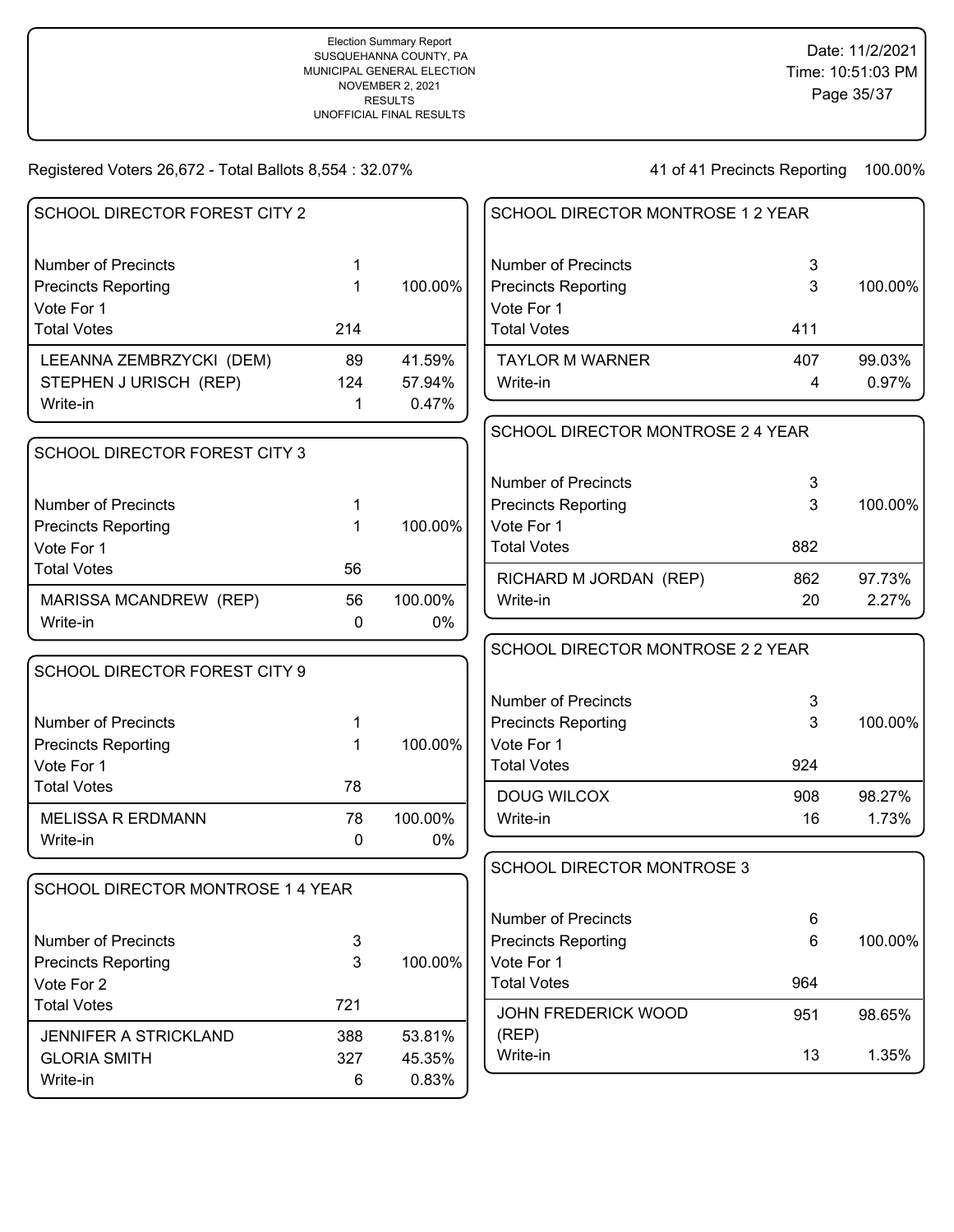Election Summary Report
SUSQUEHANNA COUNTY, PA
MUNICIPAL GENERAL ELECTION
NOVEMBER 2, 2021
RESULTS
UNOFFICIAL FINAL RESULTS

Date: 11/2/2021
Time: 10:51:03 PM

Registered Voters 26,672 - Total Ballots 8,554 : 32.07%

41 of 41 Precincts Reporting 100.00%

### SCHOOL DIRECTOR FOREST CITY 2

| | | |
|---|---|---|
| Number of Precincts | 1 | |
| Precincts Reporting | 1 | 100.00% |
| Vote For 1 | | |
| Total Votes | 214 | |
| LEEANNA ZEMBRZYCKI (DEM) | 89 | 41.59% |
| STEPHEN J URISCH (REP) | 124 | 57.94% |
| Write-in | 1 | 0.47% |

### SCHOOL DIRECTOR FOREST CITY 3

| | | |
|---|---|---|
| Number of Precincts | 1 | |
| Precincts Reporting | 1 | 100.00% |
| Vote For 1 | | |
| Total Votes | 56 | |
| MARISSA MCANDREW (REP) | 56 | 100.00% |
| Write-in | 0 | 0% |

### SCHOOL DIRECTOR FOREST CITY 9

| | | |
|---|---|---|
| Number of Precincts | 1 | |
| Precincts Reporting | 1 | 100.00% |
| Vote For 1 | | |
| Total Votes | 78 | |
| MELISSA R ERDMANN | 78 | 100.00% |
| Write-in | 0 | 0% |

### SCHOOL DIRECTOR MONTROSE 1 4 YEAR

| | | |
|---|---|---|
| Number of Precincts | 3 | |
| Precincts Reporting | 3 | 100.00% |
| Vote For 2 | | |
| Total Votes | 721 | |
| JENNIFER A STRICKLAND | 388 | 53.81% |
| GLORIA SMITH | 327 | 45.35% |
| Write-in | 6 | 0.83% |

### SCHOOL DIRECTOR MONTROSE 1 2 YEAR

| | | |
|---|---|---|
| Number of Precincts | 3 | |
| Precincts Reporting | 3 | 100.00% |
| Vote For 1 | | |
| Total Votes | 411 | |
| TAYLOR M WARNER | 407 | 99.03% |
| Write-in | 4 | 0.97% |

### SCHOOL DIRECTOR MONTROSE 2 4 YEAR

| | | |
|---|---|---|
| Number of Precincts | 3 | |
| Precincts Reporting | 3 | 100.00% |
| Vote For 1 | | |
| Total Votes | 882 | |
| RICHARD M JORDAN (REP) | 862 | 97.73% |
| Write-in | 20 | 2.27% |

### SCHOOL DIRECTOR MONTROSE 2 2 YEAR

| | | |
|---|---|---|
| Number of Precincts | 3 | |
| Precincts Reporting | 3 | 100.00% |
| Vote For 1 | | |
| Total Votes | 924 | |
| DOUG WILCOX | 908 | 98.27% |
| Write-in | 16 | 1.73% |

### SCHOOL DIRECTOR MONTROSE 3

| | | |
|---|---|---|
| Number of Precincts | 6 | |
| Precincts Reporting | 6 | 100.00% |
| Vote For 1 | | |
| Total Votes | 964 | |
| JOHN FREDERICK WOOD (REP) | 951 | 98.65% |
| Write-in | 13 | 1.35% |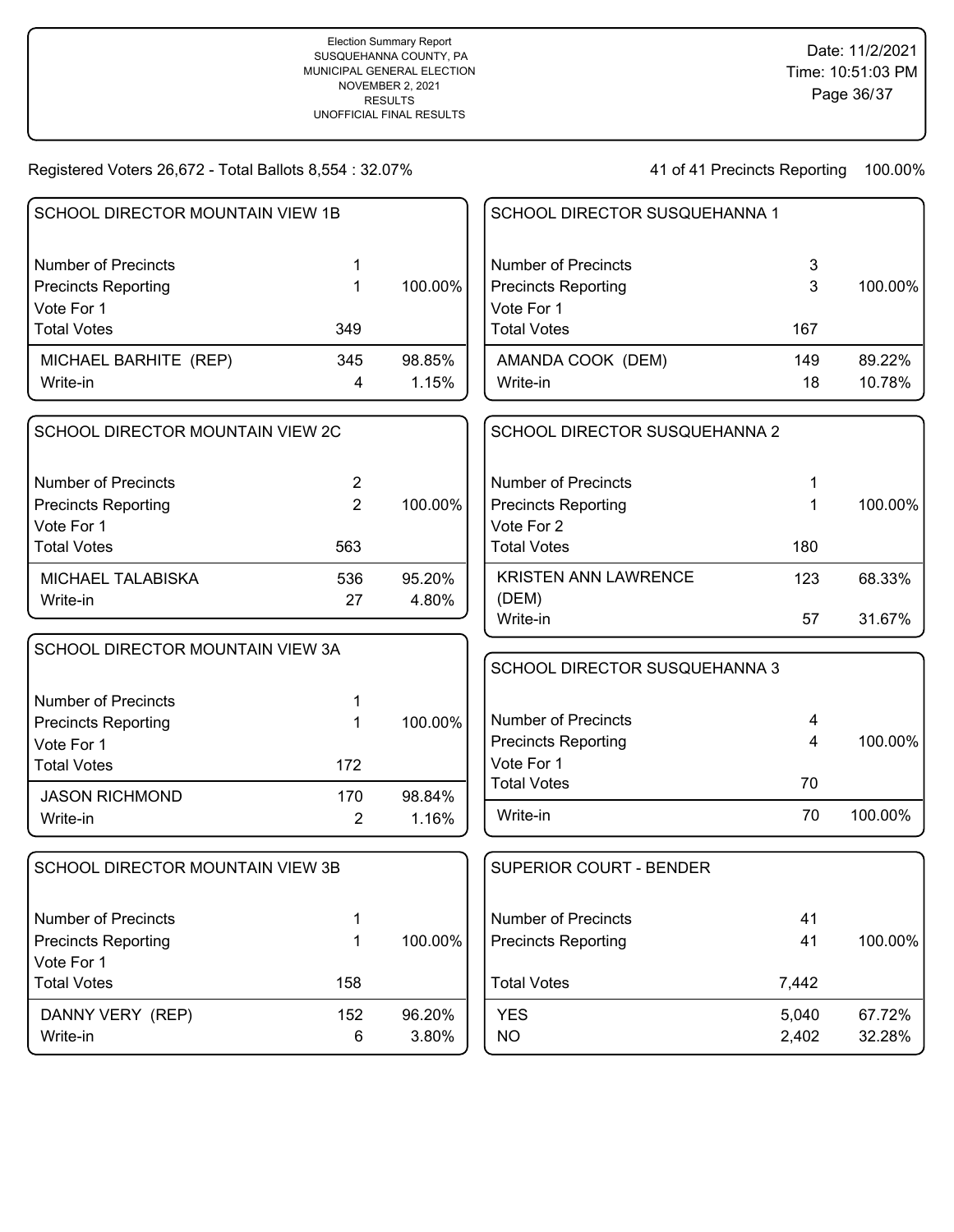Election Summary Report
SUSQUEHANNA COUNTY, PA
MUNICIPAL GENERAL ELECTION
NOVEMBER 2, 2021
RESULTS
UNOFFICIAL FINAL RESULTS

Date: 11/2/2021
Time: 10:51:03 PM

Registered Voters 26,672 - Total Ballots 8,554 : 32.07%

41 of 41 Precincts Reporting 100.00%

## SCHOOL DIRECTOR MOUNTAIN VIEW 1B

| | | |
|---|---|---|
| Number of Precincts | 1 | |
| Precincts Reporting | 1 | 100.00% |
| Vote For 1 | | |
| Total Votes | 349 | |
| MICHAEL BARHITE (REP) | 345 | 98.85% |
| Write-in | 4 | 1.15% |

## SCHOOL DIRECTOR MOUNTAIN VIEW 2C

| | | |
|---|---|---|
| Number of Precincts | 2 | |
| Precincts Reporting | 2 | 100.00% |
| Vote For 1 | | |
| Total Votes | 563 | |
| MICHAEL TALABISKA | 536 | 95.20% |
| Write-in | 27 | 4.80% |

## SCHOOL DIRECTOR MOUNTAIN VIEW 3A

| | | |
|---|---|---|
| Number of Precincts | 1 | |
| Precincts Reporting | 1 | 100.00% |
| Vote For 1 | | |
| Total Votes | 172 | |
| JASON RICHMOND | 170 | 98.84% |
| Write-in | 2 | 1.16% |

## SCHOOL DIRECTOR MOUNTAIN VIEW 3B

| | | |
|---|---|---|
| Number of Precincts | 1 | |
| Precincts Reporting | 1 | 100.00% |
| Vote For 1 | | |
| Total Votes | 158 | |
| DANNY VERY (REP) | 152 | 96.20% |
| Write-in | 6 | 3.80% |

## SCHOOL DIRECTOR SUSQUEHANNA 1

| | | |
|---|---|---|
| Number of Precincts | 3 | |
| Precincts Reporting | 3 | 100.00% |
| Vote For 1 | | |
| Total Votes | 167 | |
| AMANDA COOK (DEM) | 149 | 89.22% |
| Write-in | 18 | 10.78% |

## SCHOOL DIRECTOR SUSQUEHANNA 2

| | | |
|---|---|---|
| Number of Precincts | 1 | |
| Precincts Reporting | 1 | 100.00% |
| Vote For 2 | | |
| Total Votes | 180 | |
| KRISTEN ANN LAWRENCE (DEM) | 123 | 68.33% |
| Write-in | 57 | 31.67% |

## SCHOOL DIRECTOR SUSQUEHANNA 3

| | | |
|---|---|---|
| Number of Precincts | 4 | |
| Precincts Reporting | 4 | 100.00% |
| Vote For 1 | | |
| Total Votes | 70 | |
| Write-in | 70 | 100.00% |

## SUPERIOR COURT - BENDER

| | | |
|---|---|---|
| Number of Precincts | 41 | |
| Precincts Reporting | 41 | 100.00% |
| Total Votes | 7,442 | |
| YES | 5,040 | 67.72% |
| NO | 2,402 | 32.28% |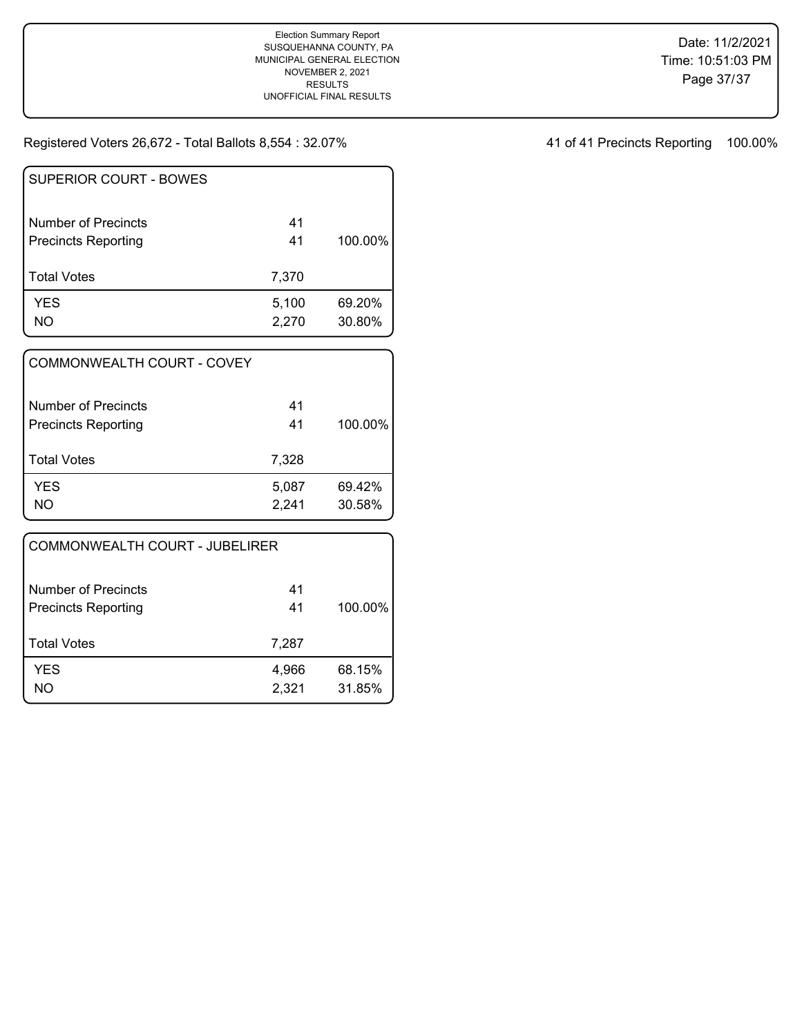Registered Voters 26,672 - Total Ballots 8,554 : 32.07%

41 of 41 Precincts Reporting 100.00%

### SUPERIOR COURT - BOWES

| | | |
|---|---|---|
| Number of Precincts | 41 | |
| Precincts Reporting | 41 | 100.00% |
| Total Votes | 7,370 | |
| YES | 5,100 | 69.20% |
| NO | 2,270 | 30.80% |

### COMMONWEALTH COURT - COVEY

| | | |
|---|---|---|
| Number of Precincts | 41 | |
| Precincts Reporting | 41 | 100.00% |
| Total Votes | 7,328 | |
| YES | 5,087 | 69.42% |
| NO | 2,241 | 30.58% |

### COMMONWEALTH COURT - JUBELIRER

| | | |
|---|---|---|
| Number of Precincts | 41 | |
| Precincts Reporting | 41 | 100.00% |
| Total Votes | 7,287 | |
| YES | 4,966 | 68.15% |
| NO | 2,321 | 31.85% |